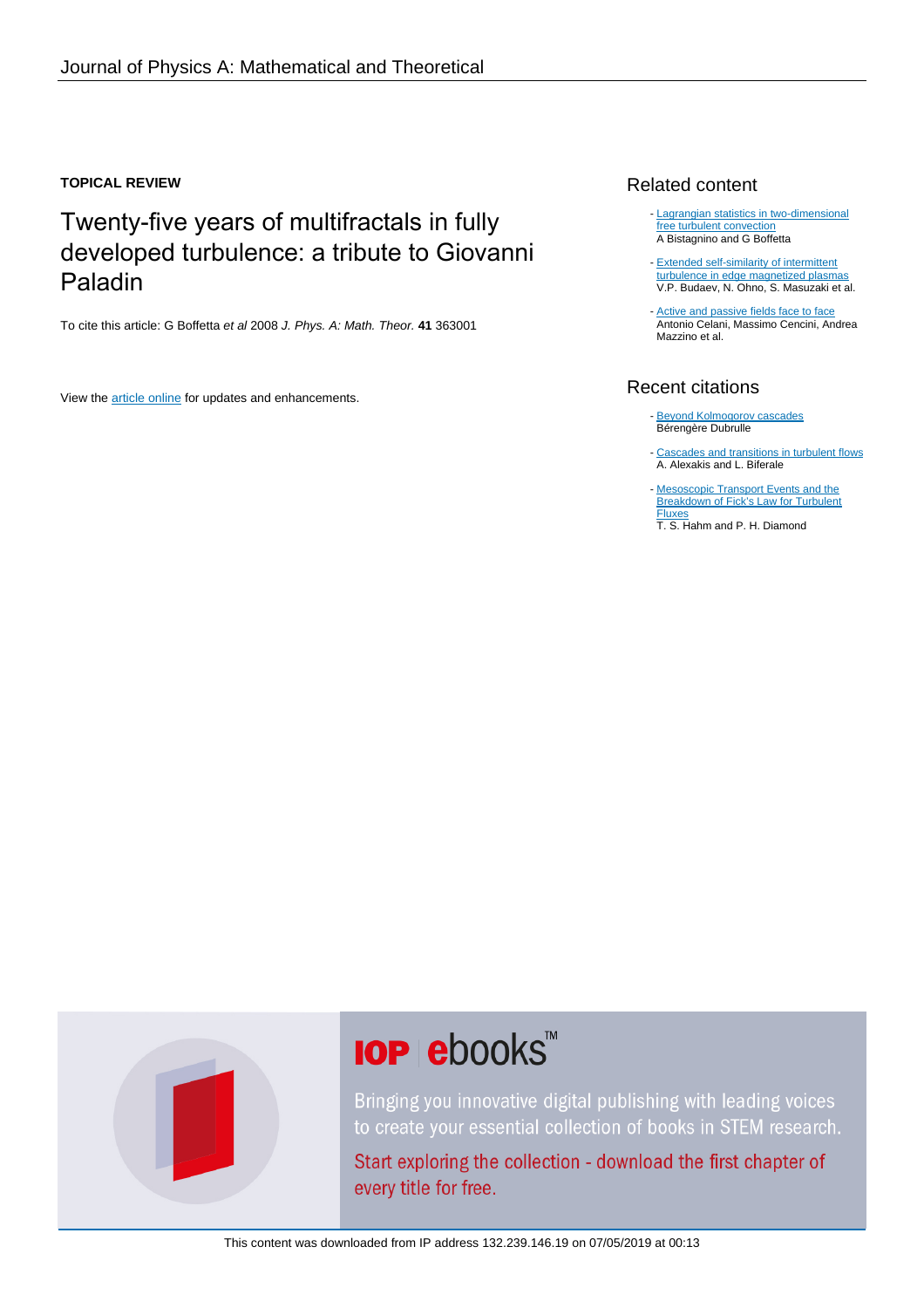Journal of Physics A: Mathematical and Theoretical

**TOPICAL REVIEW**

# Twenty-five years of multifractals in fully developed turbulence: a tribute to Giovanni Paladin

To cite this article: G Boffetta *et al* 2008 *J. Phys. A: Math. Theor.* **41** 363001

View the article online for updates and enhancements.

## Related content

- Lagrangian statistics in two-dimensional free turbulent convection
  A Bistagnino and G Boffetta
- Extended self-similarity of intermittent turbulence in edge magnetized plasmas
  V.P. Budaev, N. Ohno, S. Masuzaki et al.
- Active and passive fields face to face
  Antonio Celani, Massimo Cencini, Andrea Mazzino et al.

## Recent citations

- Beyond Kolmogorov cascades
  Bérengère Dubrulle
- Cascades and transitions in turbulent flows
  A. Alexakis and L. Biferale
- Mesoscopic Transport Events and the Breakdown of Fick's Law for Turbulent Fluxes
  T. S. Hahm and P. H. Diamond

IOP ebooks™

Bringing you innovative digital publishing with leading voices to create your essential collection of books in STEM research.

Start exploring the collection - download the first chapter of every title for free.

This content was downloaded from IP address 132.239.146.19 on 07/05/2019 at 00:13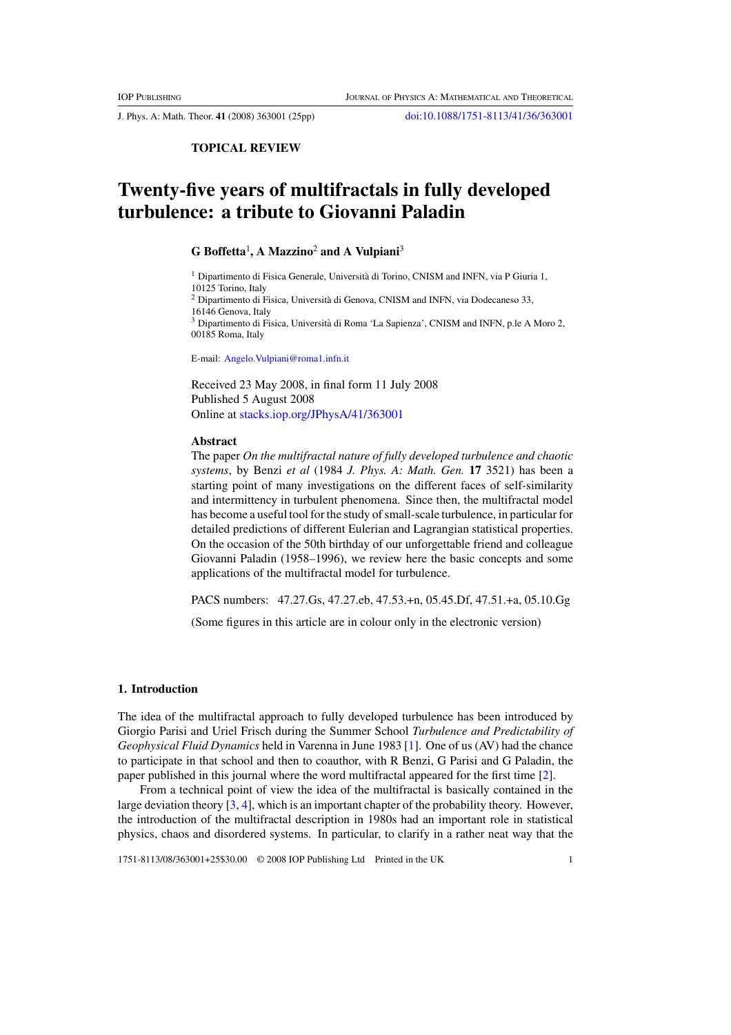**TOPICAL REVIEW**

# Twenty-five years of multifractals in fully developed turbulence: a tribute to Giovanni Paladin

**G Boffetta**[1], **A Mazzino**[2] **and A Vulpiani**[3]

[1] Dipartimento di Fisica Generale, Università di Torino, CNISM and INFN, via P Giuria 1, 10125 Torino, Italy

[2] Dipartimento di Fisica, Università di Genova, CNISM and INFN, via Dodecaneso 33, 16146 Genova, Italy

[3] Dipartimento di Fisica, Università di Roma 'La Sapienza', CNISM and INFN, p.le A Moro 2, 00185 Roma, Italy

E-mail: Angelo.Vulpiani@roma1.infn.it

Received 23 May 2008, in final form 11 July 2008
Published 5 August 2008
Online at stacks.iop.org/JPhysA/41/363001

## Abstract

The paper *On the multifractal nature of fully developed turbulence and chaotic systems*, by Benzi *et al* (1984 *J. Phys. A: Math. Gen.* **17** 3521) has been a starting point of many investigations on the different faces of self-similarity and intermittency in turbulent phenomena. Since then, the multifractal model has become a useful tool for the study of small-scale turbulence, in particular for detailed predictions of different Eulerian and Lagrangian statistical properties. On the occasion of the 50th birthday of our unforgettable friend and colleague Giovanni Paladin (1958–1996), we review here the basic concepts and some applications of the multifractal model for turbulence.

PACS numbers: 47.27.Gs, 47.27.eb, 47.53.+n, 05.45.Df, 47.51.+a, 05.10.Gg

(Some figures in this article are in colour only in the electronic version)

## 1. Introduction

The idea of the multifractal approach to fully developed turbulence has been introduced by Giorgio Parisi and Uriel Frisch during the Summer School *Turbulence and Predictability of Geophysical Fluid Dynamics* held in Varenna in June 1983 [1]. One of us (AV) had the chance to participate in that school and then to coauthor, with R Benzi, G Parisi and G Paladin, the paper published in this journal where the word multifractal appeared for the first time [2].

From a technical point of view the idea of the multifractal is basically contained in the large deviation theory [3, 4], which is an important chapter of the probability theory. However, the introduction of the multifractal description in 1980s had an important role in statistical physics, chaos and disordered systems. In particular, to clarify in a rather neat way that the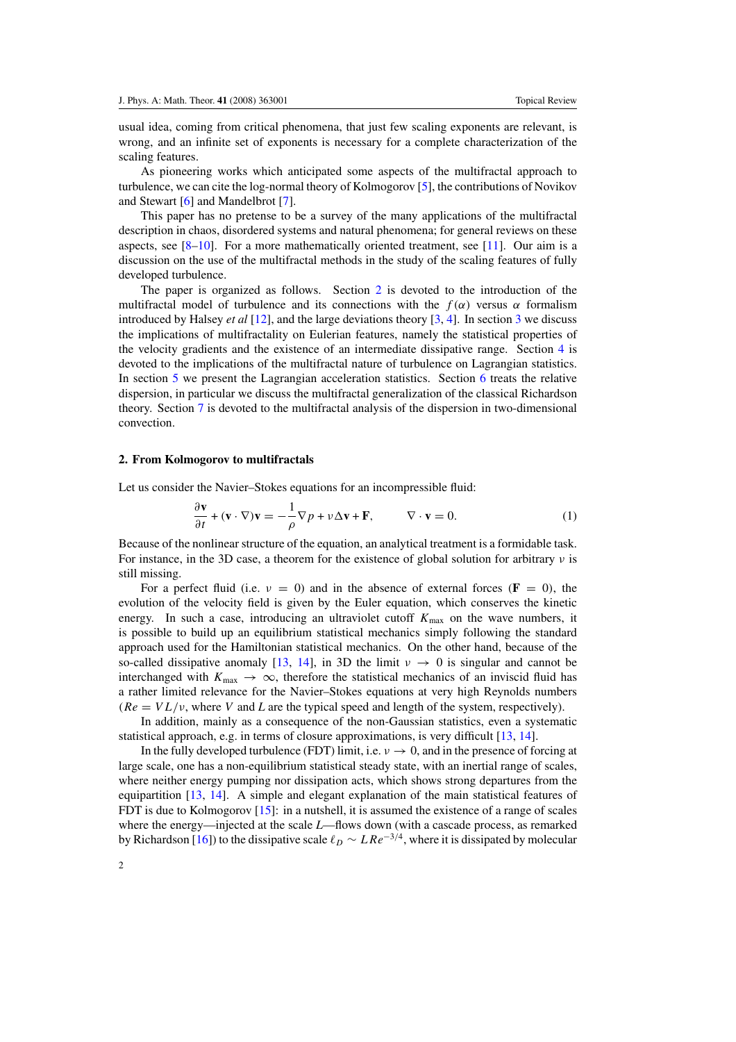usual idea, coming from critical phenomena, that just few scaling exponents are relevant, is wrong, and an infinite set of exponents is necessary for a complete characterization of the scaling features.

As pioneering works which anticipated some aspects of the multifractal approach to turbulence, we can cite the log-normal theory of Kolmogorov [5], the contributions of Novikov and Stewart [6] and Mandelbrot [7].

This paper has no pretense to be a survey of the many applications of the multifractal description in chaos, disordered systems and natural phenomena; for general reviews on these aspects, see [8–10]. For a more mathematically oriented treatment, see [11]. Our aim is a discussion on the use of the multifractal methods in the study of the scaling features of fully developed turbulence.

The paper is organized as follows. Section 2 is devoted to the introduction of the multifractal model of turbulence and its connections with the $f(\alpha)$ versus $\alpha$ formalism introduced by Halsey *et al* [12], and the large deviations theory [3, 4]. In section 3 we discuss the implications of multifractality on Eulerian features, namely the statistical properties of the velocity gradients and the existence of an intermediate dissipative range. Section 4 is devoted to the implications of the multifractal nature of turbulence on Lagrangian statistics. In section 5 we present the Lagrangian acceleration statistics. Section 6 treats the relative dispersion, in particular we discuss the multifractal generalization of the classical Richardson theory. Section 7 is devoted to the multifractal analysis of the dispersion in two-dimensional convection.

## 2. From Kolmogorov to multifractals

Let us consider the Navier–Stokes equations for an incompressible fluid:

$$\frac{\partial \mathbf{v}}{\partial t} + (\mathbf{v}\cdot\nabla)\mathbf{v} = -\frac{1}{\rho}\nabla p + \nu\Delta\mathbf{v} + \mathbf{F}, \qquad \nabla\cdot\mathbf{v} = 0. \tag{1}$$

Because of the nonlinear structure of the equation, an analytical treatment is a formidable task. For instance, in the 3D case, a theorem for the existence of global solution for arbitrary $\nu$ is still missing.

For a perfect fluid (i.e. $\nu = 0$) and in the absence of external forces ($\mathbf{F} = 0$), the evolution of the velocity field is given by the Euler equation, which conserves the kinetic energy. In such a case, introducing an ultraviolet cutoff $K_{\max}$ on the wave numbers, it is possible to build up an equilibrium statistical mechanics simply following the standard approach used for the Hamiltonian statistical mechanics. On the other hand, because of the so-called dissipative anomaly [13, 14], in 3D the limit $\nu \to 0$ is singular and cannot be interchanged with $K_{\max} \to \infty$, therefore the statistical mechanics of an inviscid fluid has a rather limited relevance for the Navier–Stokes equations at very high Reynolds numbers ($Re = VL/\nu$, where $V$ and $L$ are the typical speed and length of the system, respectively).

In addition, mainly as a consequence of the non-Gaussian statistics, even a systematic statistical approach, e.g. in terms of closure approximations, is very difficult [13, 14].

In the fully developed turbulence (FDT) limit, i.e. $\nu \to 0$, and in the presence of forcing at large scale, one has a non-equilibrium statistical steady state, with an inertial range of scales, where neither energy pumping nor dissipation acts, which shows strong departures from the equipartition [13, 14]. A simple and elegant explanation of the main statistical features of FDT is due to Kolmogorov [15]: in a nutshell, it is assumed the existence of a range of scales where the energy—injected at the scale $L$—flows down (with a cascade process, as remarked by Richardson [16]) to the dissipative scale $\ell_D \sim LRe^{-3/4}$, where it is dissipated by molecular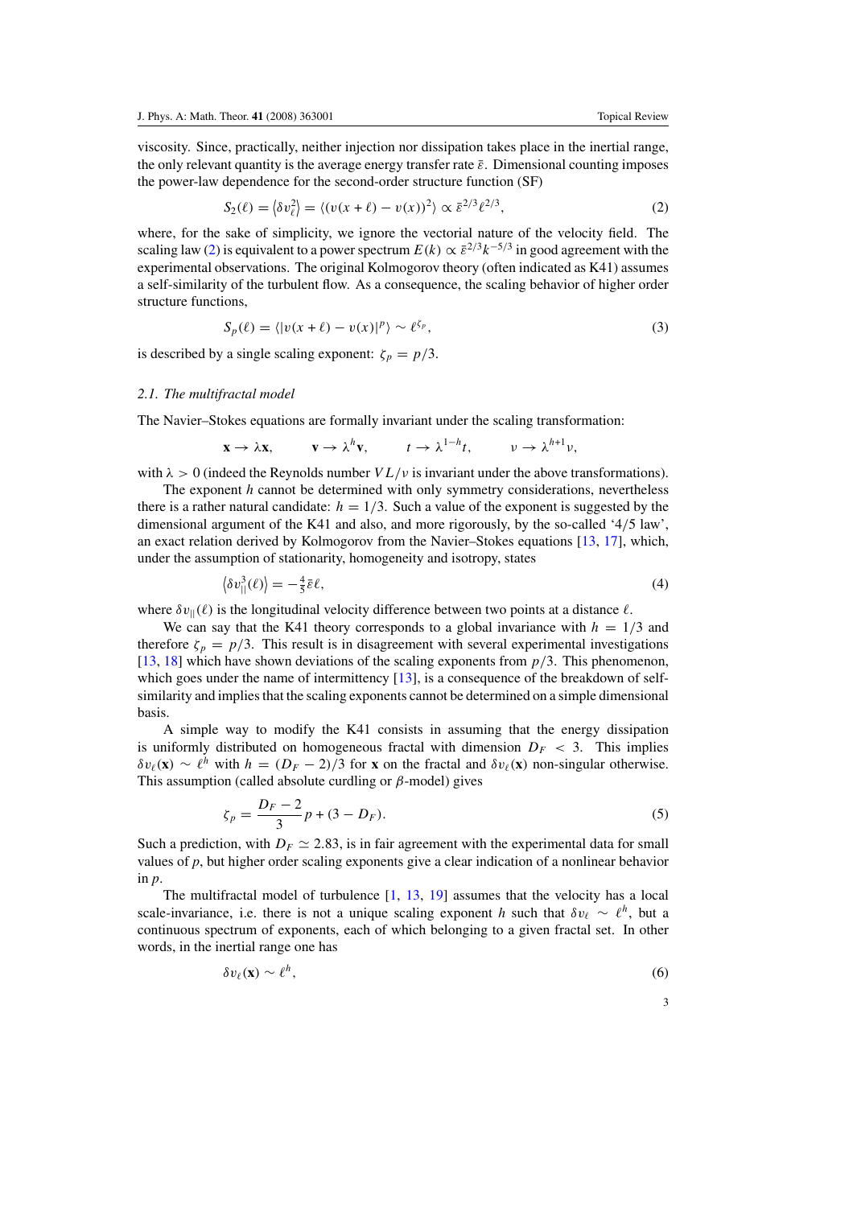viscosity. Since, practically, neither injection nor dissipation takes place in the inertial range, the only relevant quantity is the average energy transfer rate $\bar{\varepsilon}$. Dimensional counting imposes the power-law dependence for the second-order structure function (SF)

$$S_2(\ell) = \langle \delta v_\ell^2 \rangle = \langle (v(x+\ell) - v(x))^2 \rangle \propto \bar{\varepsilon}^{2/3} \ell^{2/3}, \tag{2}$$

where, for the sake of simplicity, we ignore the vectorial nature of the velocity field. The scaling law (2) is equivalent to a power spectrum $E(k) \propto \bar{\varepsilon}^{2/3} k^{-5/3}$ in good agreement with the experimental observations. The original Kolmogorov theory (often indicated as K41) assumes a self-similarity of the turbulent flow. As a consequence, the scaling behavior of higher order structure functions,

$$S_p(\ell) = \langle |v(x+\ell) - v(x)|^p \rangle \sim \ell^{\zeta_p}, \tag{3}$$

is described by a single scaling exponent: $\zeta_p = p/3$.

### 2.1. The multifractal model

The Navier–Stokes equations are formally invariant under the scaling transformation:

$$\mathbf{x} \to \lambda \mathbf{x}, \qquad \mathbf{v} \to \lambda^h \mathbf{v}, \qquad t \to \lambda^{1-h} t, \qquad \nu \to \lambda^{h+1} \nu,$$

with $\lambda > 0$ (indeed the Reynolds number $VL/\nu$ is invariant under the above transformations).

The exponent $h$ cannot be determined with only symmetry considerations, nevertheless there is a rather natural candidate: $h = 1/3$. Such a value of the exponent is suggested by the dimensional argument of the K41 and also, and more rigorously, by the so-called '4/5 law', an exact relation derived by Kolmogorov from the Navier–Stokes equations [13, 17], which, under the assumption of stationarity, homogeneity and isotropy, states

$$\langle \delta v_{||}^3(\ell) \rangle = -\tfrac{4}{5} \bar{\varepsilon} \ell, \tag{4}$$

where $\delta v_{||}(\ell)$ is the longitudinal velocity difference between two points at a distance $\ell$.

We can say that the K41 theory corresponds to a global invariance with $h = 1/3$ and therefore $\zeta_p = p/3$. This result is in disagreement with several experimental investigations [13, 18] which have shown deviations of the scaling exponents from $p/3$. This phenomenon, which goes under the name of intermittency [13], is a consequence of the breakdown of self-similarity and implies that the scaling exponents cannot be determined on a simple dimensional basis.

A simple way to modify the K41 consists in assuming that the energy dissipation is uniformly distributed on homogeneous fractal with dimension $D_F < 3$. This implies $\delta v_\ell(\mathbf{x}) \sim \ell^h$ with $h = (D_F - 2)/3$ for $\mathbf{x}$ on the fractal and $\delta v_\ell(\mathbf{x})$ non-singular otherwise. This assumption (called absolute curdling or $\beta$-model) gives

$$\zeta_p = \frac{D_F - 2}{3} p + (3 - D_F). \tag{5}$$

Such a prediction, with $D_F \simeq 2.83$, is in fair agreement with the experimental data for small values of $p$, but higher order scaling exponents give a clear indication of a nonlinear behavior in $p$.

The multifractal model of turbulence [1, 13, 19] assumes that the velocity has a local scale-invariance, i.e. there is not a unique scaling exponent $h$ such that $\delta v_\ell \sim \ell^h$, but a continuous spectrum of exponents, each of which belonging to a given fractal set. In other words, in the inertial range one has

$$\delta v_\ell(\mathbf{x}) \sim \ell^h, \tag{6}$$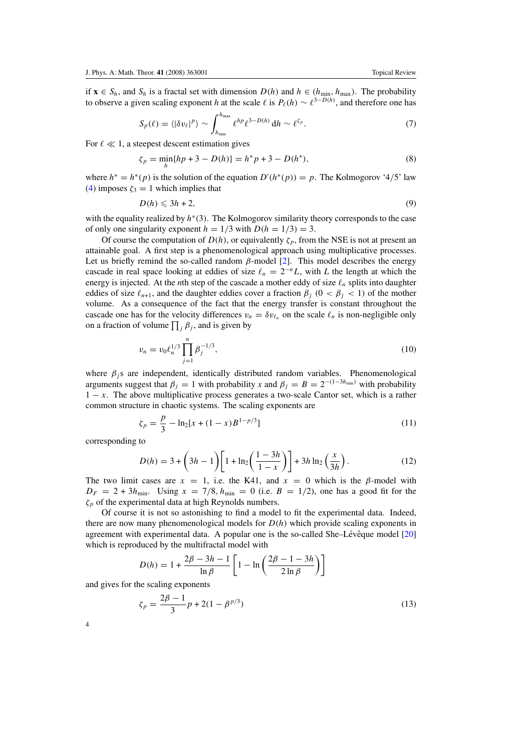if $\mathbf{x} \in S_h$, and $S_h$ is a fractal set with dimension $D(h)$ and $h \in (h_{\min}, h_{\max})$. The probability to observe a given scaling exponent $h$ at the scale $\ell$ is $P_\ell(h) \sim \ell^{3-D(h)}$, and therefore one has

$$S_p(\ell) = \langle |\delta v_\ell|^p \rangle \sim \int_{h_{\min}}^{h_{\max}} \ell^{hp} \ell^{3-D(h)} \, \mathrm{d}h \sim \ell^{\zeta_p}. \tag{7}$$

For $\ell \ll 1$, a steepest descent estimation gives

$$\zeta_p = \min_h \{hp + 3 - D(h)\} = h^* p + 3 - D(h^*), \tag{8}$$

where $h^* = h^*(p)$ is the solution of the equation $D'(h^*(p)) = p$. The Kolmogorov '4/5' law (4) imposes $\zeta_3 = 1$ which implies that

$$D(h) \leqslant 3h + 2, \tag{9}$$

with the equality realized by $h^*(3)$. The Kolmogorov similarity theory corresponds to the case of only one singularity exponent $h = 1/3$ with $D(h = 1/3) = 3$.

Of course the computation of $D(h)$, or equivalently $\zeta_p$, from the NSE is not at present an attainable goal. A first step is a phenomenological approach using multiplicative processes. Let us briefly remind the so-called random $\beta$-model [2]. This model describes the energy cascade in real space looking at eddies of size $\ell_n = 2^{-n}L$, with $L$ the length at which the energy is injected. At the $n$th step of the cascade a mother eddy of size $\ell_n$ splits into daughter eddies of size $\ell_{n+1}$, and the daughter eddies cover a fraction $\beta_j$ $(0 < \beta_j < 1)$ of the mother volume. As a consequence of the fact that the energy transfer is constant throughout the cascade one has for the velocity differences $v_n = \delta v_{\ell_n}$ on the scale $\ell_n$ is non-negligible only on a fraction of volume $\prod_j \beta_j$, and is given by

$$v_n = v_0 \ell_n^{1/3} \prod_{j=1}^{n} \beta_j^{-1/3}, \tag{10}$$

where $\beta_j$s are independent, identically distributed random variables. Phenomenological arguments suggest that $\beta_j = 1$ with probability $x$ and $\beta_j = B = 2^{-(1-3h_{\min})}$ with probability $1 - x$. The above multiplicative process generates a two-scale Cantor set, which is a rather common structure in chaotic systems. The scaling exponents are

$$\zeta_p = \frac{p}{3} - \ln_2[x + (1-x)B^{1-p/3}] \tag{11}$$

corresponding to

$$D(h) = 3 + \left(3h - 1\right)\left[1 + \ln_2\left(\frac{1-3h}{1-x}\right)\right] + 3h \ln_2\left(\frac{x}{3h}\right). \tag{12}$$

The two limit cases are $x = 1$, i.e. the K41, and $x = 0$ which is the $\beta$-model with $D_F = 2 + 3h_{\min}$. Using $x = 7/8, h_{\min} = 0$ (i.e. $B = 1/2$), one has a good fit for the $\zeta_p$ of the experimental data at high Reynolds numbers.

Of course it is not so astonishing to find a model to fit the experimental data. Indeed, there are now many phenomenological models for $D(h)$ which provide scaling exponents in agreement with experimental data. A popular one is the so-called She–Lévêque model [20] which is reproduced by the multifractal model with

$$D(h) = 1 + \frac{2\beta - 3h - 1}{\ln \beta} \left[1 - \ln\left(\frac{2\beta - 1 - 3h}{2 \ln \beta}\right)\right]$$

and gives for the scaling exponents

$$\zeta_p = \frac{2\beta - 1}{3} p + 2(1 - \beta^{p/3}) \tag{13}$$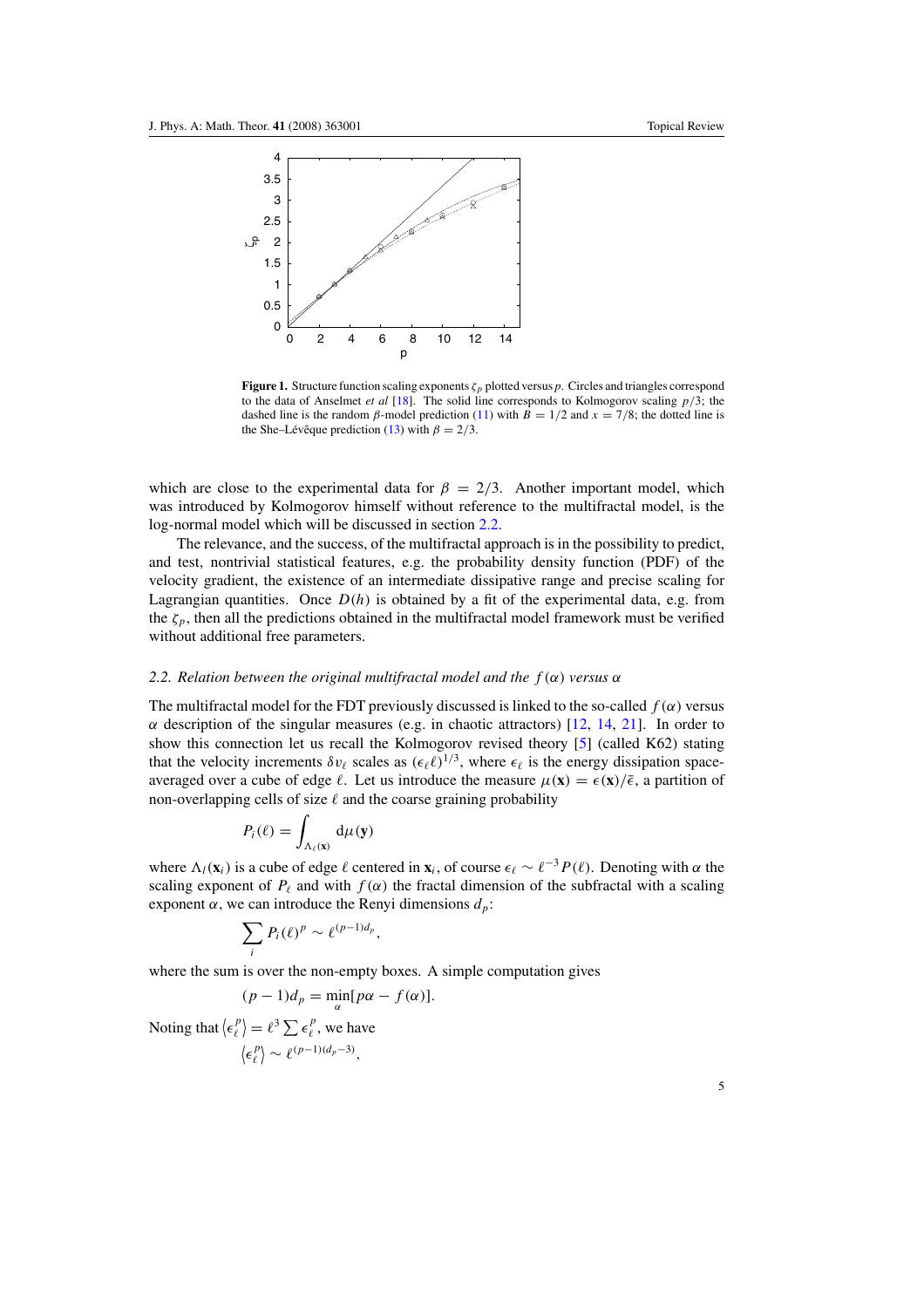**Figure 1.** Structure function scaling exponents $\zeta_p$ plotted versus $p$. Circles and triangles correspond to the data of Anselmet *et al* [18]. The solid line corresponds to Kolmogorov scaling $p/3$; the dashed line is the random $\beta$-model prediction (11) with $B = 1/2$ and $x = 7/8$; the dotted line is the She–Lévêque prediction (13) with $\beta = 2/3$.

which are close to the experimental data for $\beta = 2/3$. Another important model, which was introduced by Kolmogorov himself without reference to the multifractal model, is the log-normal model which will be discussed in section 2.2.

The relevance, and the success, of the multifractal approach is in the possibility to predict, and test, nontrivial statistical features, e.g. the probability density function (PDF) of the velocity gradient, the existence of an intermediate dissipative range and precise scaling for Lagrangian quantities. Once $D(h)$ is obtained by a fit of the experimental data, e.g. from the $\zeta_p$, then all the predictions obtained in the multifractal model framework must be verified without additional free parameters.

### 2.2. Relation between the original multifractal model and the $f(\alpha)$ versus $\alpha$

The multifractal model for the FDT previously discussed is linked to the so-called $f(\alpha)$ versus $\alpha$ description of the singular measures (e.g. in chaotic attractors) [12, 14, 21]. In order to show this connection let us recall the Kolmogorov revised theory [5] (called K62) stating that the velocity increments $\delta v_\ell$ scales as $(\epsilon_\ell \ell)^{1/3}$, where $\epsilon_\ell$ is the energy dissipation space-averaged over a cube of edge $\ell$. Let us introduce the measure $\mu(\mathbf{x}) = \epsilon(\mathbf{x})/\bar{\epsilon}$, a partition of non-overlapping cells of size $\ell$ and the coarse graining probability

$$P_i(\ell) = \int_{\Lambda_\ell(\mathbf{x})} \mathrm{d}\mu(\mathbf{y})$$

where $\Lambda_l(\mathbf{x}_i)$ is a cube of edge $\ell$ centered in $\mathbf{x}_i$, of course $\epsilon_\ell \sim \ell^{-3} P(\ell)$. Denoting with $\alpha$ the scaling exponent of $P_\ell$ and with $f(\alpha)$ the fractal dimension of the subfractal with a scaling exponent $\alpha$, we can introduce the Renyi dimensions $d_p$:

$$\sum_i P_i(\ell)^p \sim \ell^{(p-1)d_p},$$

where the sum is over the non-empty boxes. A simple computation gives

$$(p-1)d_p = \min_\alpha [p\alpha - f(\alpha)].$$

Noting that $\langle \epsilon_\ell^p \rangle = \ell^3 \sum \epsilon_\ell^p$, we have

$$\langle \epsilon_\ell^p \rangle \sim \ell^{(p-1)(d_p-3)},$$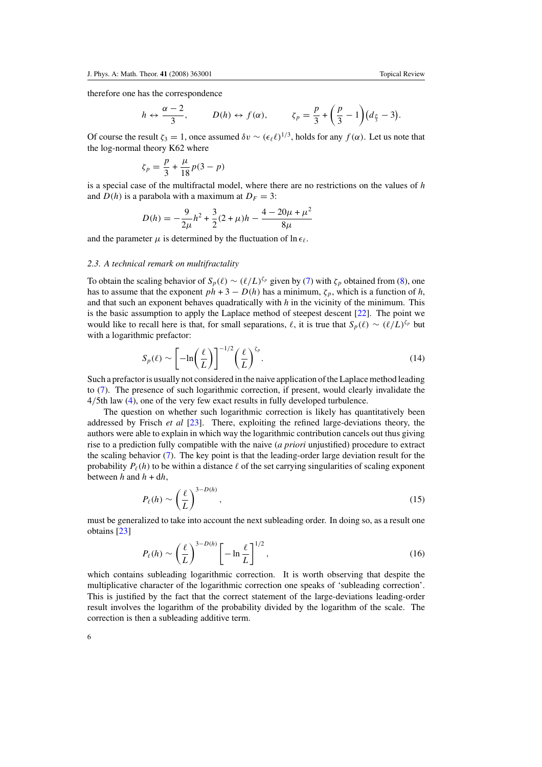therefore one has the correspondence

$$h \leftrightarrow \frac{\alpha - 2}{3}, \qquad D(h) \leftrightarrow f(\alpha), \qquad \zeta_p = \frac{p}{3} + \left(\frac{p}{3} - 1\right)\left(d_{\frac{p}{3}} - 3\right).$$

Of course the result $\zeta_3 = 1$, once assumed $\delta v \sim (\epsilon_\ell \ell)^{1/3}$, holds for any $f(\alpha)$. Let us note that the log-normal theory K62 where

$$\zeta_p = \frac{p}{3} + \frac{\mu}{18} p(3 - p)$$

is a special case of the multifractal model, where there are no restrictions on the values of $h$ and $D(h)$ is a parabola with a maximum at $D_F = 3$:

$$D(h) = -\frac{9}{2\mu} h^2 + \frac{3}{2}(2 + \mu) h - \frac{4 - 20\mu + \mu^2}{8\mu}$$

and the parameter $\mu$ is determined by the fluctuation of $\ln \epsilon_\ell$.

### 2.3. A technical remark on multifractality

To obtain the scaling behavior of $S_p(\ell) \sim (\ell/L)^{\zeta_p}$ given by (7) with $\zeta_p$ obtained from (8), one has to assume that the exponent $ph + 3 - D(h)$ has a minimum, $\zeta_p$, which is a function of $h$, and that such an exponent behaves quadratically with $h$ in the vicinity of the minimum. This is the basic assumption to apply the Laplace method of steepest descent [22]. The point we would like to recall here is that, for small separations, $\ell$, it is true that $S_p(\ell) \sim (\ell/L)^{\zeta_p}$ but with a logarithmic prefactor:

$$S_p(\ell) \sim \left[-\ln\left(\frac{\ell}{L}\right)\right]^{-1/2} \left(\frac{\ell}{L}\right)^{\zeta_p}. \tag{14}$$

Such a prefactor is usually not considered in the naive application of the Laplace method leading to (7). The presence of such logarithmic correction, if present, would clearly invalidate the 4/5th law (4), one of the very few exact results in fully developed turbulence.

The question on whether such logarithmic correction is likely has quantitatively been addressed by Frisch *et al* [23]. There, exploiting the refined large-deviations theory, the authors were able to explain in which way the logarithmic contribution cancels out thus giving rise to a prediction fully compatible with the naive (*a priori* unjustified) procedure to extract the scaling behavior (7). The key point is that the leading-order large deviation result for the probability $P_\ell(h)$ to be within a distance $\ell$ of the set carrying singularities of scaling exponent between $h$ and $h + \mathrm{d}h$,

$$P_\ell(h) \sim \left(\frac{\ell}{L}\right)^{3 - D(h)}, \tag{15}$$

must be generalized to take into account the next subleading order. In doing so, as a result one obtains [23]

$$P_\ell(h) \sim \left(\frac{\ell}{L}\right)^{3 - D(h)} \left[-\ln \frac{\ell}{L}\right]^{1/2}, \tag{16}$$

which contains subleading logarithmic correction. It is worth observing that despite the multiplicative character of the logarithmic correction one speaks of 'subleading correction'. This is justified by the fact that the correct statement of the large-deviations leading-order result involves the logarithm of the probability divided by the logarithm of the scale. The correction is then a subleading additive term.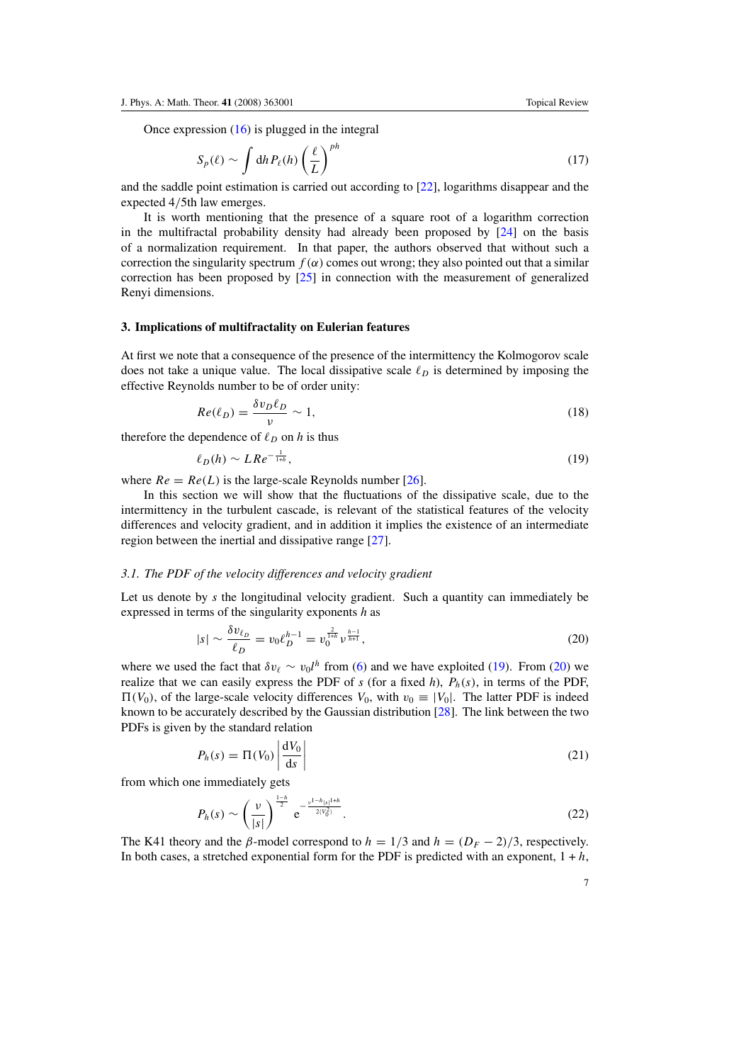Once expression (16) is plugged in the integral

$$S_p(\ell) \sim \int \mathrm{d}h\, P_\ell(h) \left(\frac{\ell}{L}\right)^{ph} \tag{17}$$

and the saddle point estimation is carried out according to [22], logarithms disappear and the expected 4/5th law emerges.

It is worth mentioning that the presence of a square root of a logarithm correction in the multifractal probability density had already been proposed by [24] on the basis of a normalization requirement. In that paper, the authors observed that without such a correction the singularity spectrum $f(\alpha)$ comes out wrong; they also pointed out that a similar correction has been proposed by [25] in connection with the measurement of generalized Renyi dimensions.

### 3. Implications of multifractality on Eulerian features

At first we note that a consequence of the presence of the intermittency the Kolmogorov scale does not take a unique value. The local dissipative scale $\ell_D$ is determined by imposing the effective Reynolds number to be of order unity:

$$Re(\ell_D) = \frac{\delta v_D \ell_D}{\nu} \sim 1, \tag{18}$$

therefore the dependence of $\ell_D$ on $h$ is thus

$$\ell_D(h) \sim L Re^{-\frac{1}{1+h}}, \tag{19}$$

where $Re = Re(L)$ is the large-scale Reynolds number [26].

In this section we will show that the fluctuations of the dissipative scale, due to the intermittency in the turbulent cascade, is relevant of the statistical features of the velocity differences and velocity gradient, and in addition it implies the existence of an intermediate region between the inertial and dissipative range [27].

#### 3.1. The PDF of the velocity differences and velocity gradient

Let us denote by $s$ the longitudinal velocity gradient. Such a quantity can immediately be expressed in terms of the singularity exponents $h$ as

$$|s| \sim \frac{\delta v_{\ell_D}}{\ell_D} = v_0 \ell_D^{h-1} = v_0^{\frac{2}{1+h}} \nu^{\frac{h-1}{h+1}}, \tag{20}$$

where we used the fact that $\delta v_\ell \sim v_0 l^h$ from (6) and we have exploited (19). From (20) we realize that we can easily express the PDF of $s$ (for a fixed $h$), $P_h(s)$, in terms of the PDF, $\Pi(V_0)$, of the large-scale velocity differences $V_0$, with $v_0 \equiv |V_0|$. The latter PDF is indeed known to be accurately described by the Gaussian distribution [28]. The link between the two PDFs is given by the standard relation

$$P_h(s) = \Pi(V_0) \left|\frac{\mathrm{d}V_0}{\mathrm{d}s}\right| \tag{21}$$

from which one immediately gets

$$P_h(s) \sim \left(\frac{\nu}{|s|}\right)^{\frac{1-h}{2}} \mathrm{e}^{-\frac{\nu^{1-h}|s|^{1+h}}{2\langle V_0^2\rangle}}. \tag{22}$$

The K41 theory and the $\beta$-model correspond to $h = 1/3$ and $h = (D_F - 2)/3$, respectively. In both cases, a stretched exponential form for the PDF is predicted with an exponent, $1 + h$,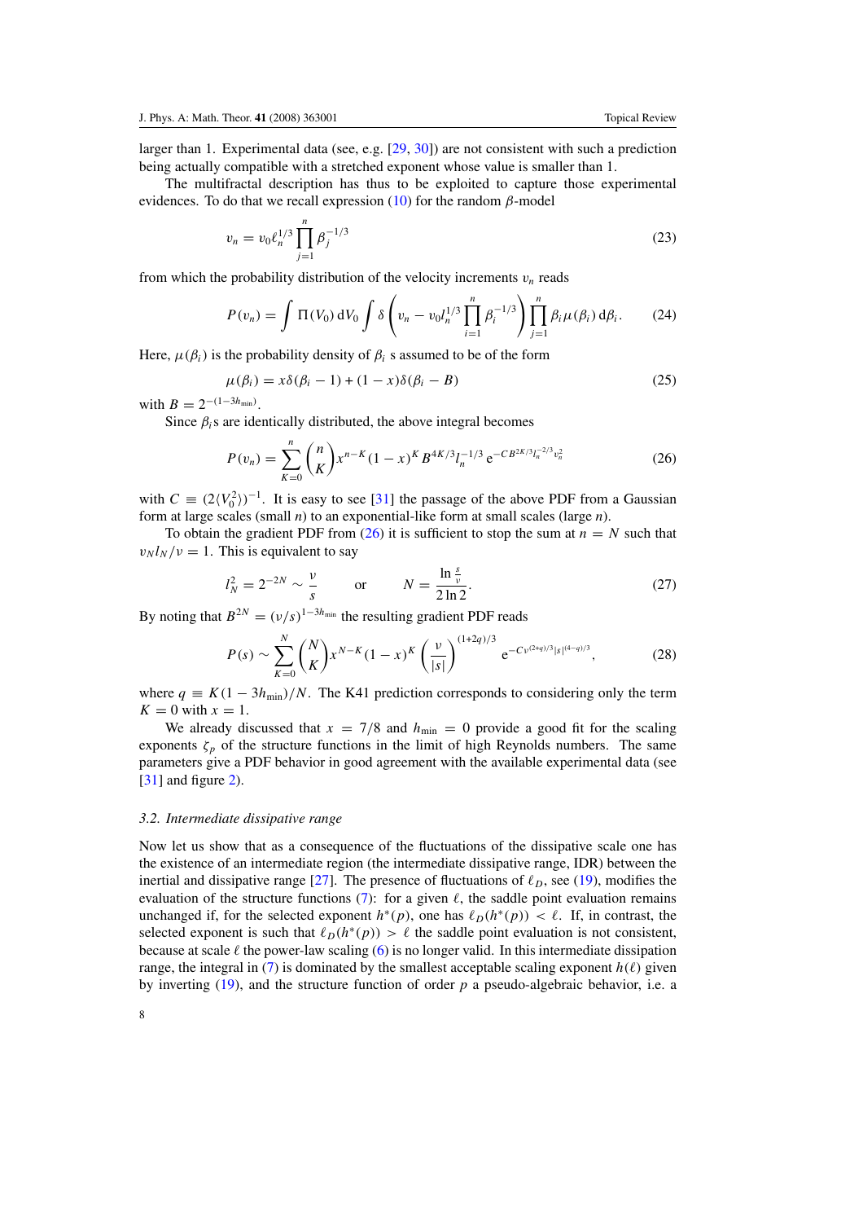larger than 1. Experimental data (see, e.g. [29, 30]) are not consistent with such a prediction being actually compatible with a stretched exponent whose value is smaller than 1.

The multifractal description has thus to be exploited to capture those experimental evidences. To do that we recall expression (10) for the random $\beta$-model

$$v_n = v_0 \ell_n^{1/3} \prod_{j=1}^{n} \beta_j^{-1/3} \tag{23}$$

from which the probability distribution of the velocity increments $v_n$ reads

$$P(v_n) = \int \Pi(V_0)\, \mathrm{d}V_0 \int \delta\left(v_n - v_0 l_n^{1/3} \prod_{i=1}^{n} \beta_i^{-1/3}\right) \prod_{j=1}^{n} \beta_i \mu(\beta_i)\, \mathrm{d}\beta_i. \tag{24}$$

Here, $\mu(\beta_i)$ is the probability density of $\beta_i$ s assumed to be of the form

$$\mu(\beta_i) = x\delta(\beta_i - 1) + (1 - x)\delta(\beta_i - B) \tag{25}$$

with $B = 2^{-(1-3h_{\min})}$.

Since $\beta_i$s are identically distributed, the above integral becomes

$$P(v_n) = \sum_{K=0}^{n} \binom{n}{K} x^{n-K}(1-x)^K B^{4K/3} l_n^{-1/3}\, \mathrm{e}^{-CB^{2K/3} l_n^{-2/3} v_n^2} \tag{26}$$

with $C \equiv (2\langle V_0^2 \rangle)^{-1}$. It is easy to see [31] the passage of the above PDF from a Gaussian form at large scales (small $n$) to an exponential-like form at small scales (large $n$).

To obtain the gradient PDF from (26) it is sufficient to stop the sum at $n = N$ such that $v_N l_N / \nu = 1$. This is equivalent to say

$$l_N^2 = 2^{-2N} \sim \frac{\nu}{s} \qquad \text{or} \qquad N = \frac{\ln \frac{s}{\nu}}{2 \ln 2}. \tag{27}$$

By noting that $B^{2N} = (\nu/s)^{1-3h_{\min}}$ the resulting gradient PDF reads

$$P(s) \sim \sum_{K=0}^{N} \binom{N}{K} x^{N-K}(1-x)^K \left(\frac{\nu}{|s|}\right)^{(1+2q)/3} \mathrm{e}^{-C\nu^{(2+q)/3}|s|^{(4-q)/3}}, \tag{28}$$

where $q \equiv K(1 - 3h_{\min})/N$. The K41 prediction corresponds to considering only the term $K = 0$ with $x = 1$.

We already discussed that $x = 7/8$ and $h_{\min} = 0$ provide a good fit for the scaling exponents $\zeta_p$ of the structure functions in the limit of high Reynolds numbers. The same parameters give a PDF behavior in good agreement with the available experimental data (see [31] and figure 2).

### *3.2. Intermediate dissipative range*

Now let us show that as a consequence of the fluctuations of the dissipative scale one has the existence of an intermediate region (the intermediate dissipative range, IDR) between the inertial and dissipative range [27]. The presence of fluctuations of $\ell_D$, see (19), modifies the evaluation of the structure functions (7): for a given $\ell$, the saddle point evaluation remains unchanged if, for the selected exponent $h^*(p)$, one has $\ell_D(h^*(p)) < \ell$. If, in contrast, the selected exponent is such that $\ell_D(h^*(p)) > \ell$ the saddle point evaluation is not consistent, because at scale $\ell$ the power-law scaling (6) is no longer valid. In this intermediate dissipation range, the integral in (7) is dominated by the smallest acceptable scaling exponent $h(\ell)$ given by inverting (19), and the structure function of order $p$ a pseudo-algebraic behavior, i.e. a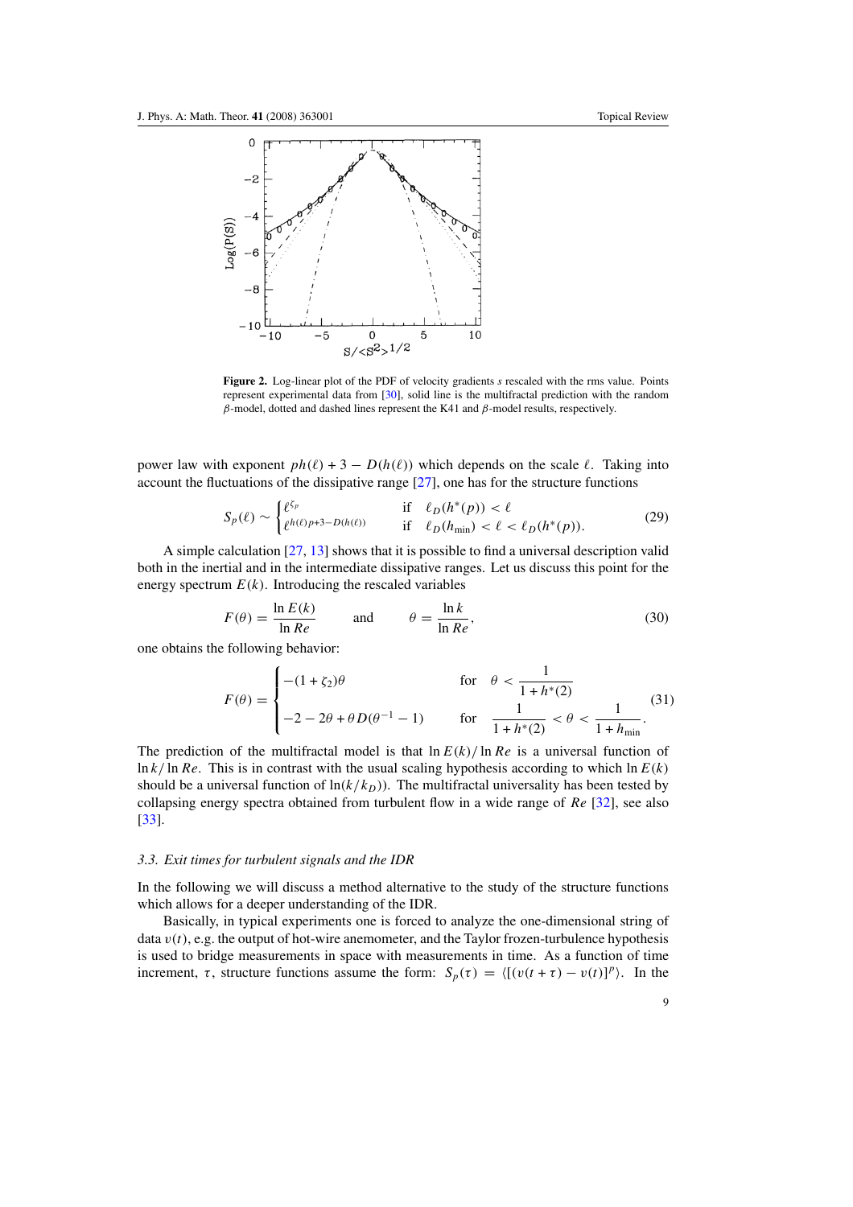**Figure 2.** Log-linear plot of the PDF of velocity gradients $s$ rescaled with the rms value. Points represent experimental data from [30], solid line is the multifractal prediction with the random $\beta$-model, dotted and dashed lines represent the K41 and $\beta$-model results, respectively.

power law with exponent $ph(\ell) + 3 - D(h(\ell))$ which depends on the scale $\ell$. Taking into account the fluctuations of the dissipative range [27], one has for the structure functions

$$S_p(\ell) \sim \begin{cases} \ell^{\zeta_p} & \text{if} \quad \ell_D(h^*(p)) < \ell \\ \ell^{h(\ell)p+3-D(h(\ell))} & \text{if} \quad \ell_D(h_{\min}) < \ell < \ell_D(h^*(p)). \end{cases} \tag{29}$$

A simple calculation [27, 13] shows that it is possible to find a universal description valid both in the inertial and in the intermediate dissipative ranges. Let us discuss this point for the energy spectrum $E(k)$. Introducing the rescaled variables

$$F(\theta) = \frac{\ln E(k)}{\ln Re} \qquad \text{and} \qquad \theta = \frac{\ln k}{\ln Re}, \tag{30}$$

one obtains the following behavior:

$$F(\theta) = \begin{cases} -(1+\zeta_2)\theta & \text{for} \quad \theta < \dfrac{1}{1+h^*(2)} \\ -2 - 2\theta + \theta D(\theta^{-1} - 1) & \text{for} \quad \dfrac{1}{1+h^*(2)} < \theta < \dfrac{1}{1+h_{\min}}. \end{cases} \tag{31}$$

The prediction of the multifractal model is that $\ln E(k)/\ln Re$ is a universal function of $\ln k/\ln Re$. This is in contrast with the usual scaling hypothesis according to which $\ln E(k)$ should be a universal function of $\ln(k/k_D)$). The multifractal universality has been tested by collapsing energy spectra obtained from turbulent flow in a wide range of $Re$ [32], see also [33].

### 3.3. Exit times for turbulent signals and the IDR

In the following we will discuss a method alternative to the study of the structure functions which allows for a deeper understanding of the IDR.

Basically, in typical experiments one is forced to analyze the one-dimensional string of data $v(t)$, e.g. the output of hot-wire anemometer, and the Taylor frozen-turbulence hypothesis is used to bridge measurements in space with measurements in time. As a function of time increment, $\tau$, structure functions assume the form: $S_p(\tau) = \langle [(v(t+\tau) - v(t)]^p \rangle$. In the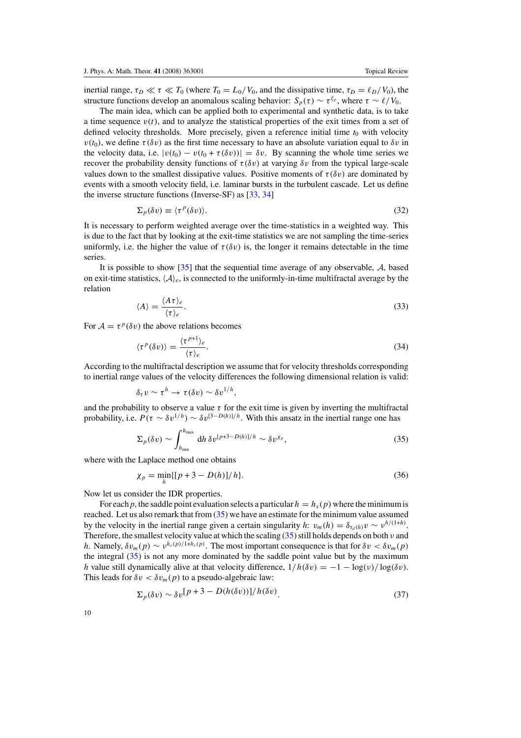inertial range, $\tau_D \ll \tau \ll T_0$ (where $T_0 = L_0/V_0$, and the dissipative time, $\tau_D = \ell_D/V_0$), the structure functions develop an anomalous scaling behavior: $S_p(\tau) \sim \tau^{\zeta_p}$, where $\tau \sim \ell/V_0$.

The main idea, which can be applied both to experimental and synthetic data, is to take a time sequence $v(t)$, and to analyze the statistical properties of the exit times from a set of defined velocity thresholds. More precisely, given a reference initial time $t_0$ with velocity $v(t_0)$, we define $\tau(\delta v)$ as the first time necessary to have an absolute variation equal to $\delta v$ in the velocity data, i.e. $|v(t_0) - v(t_0 + \tau(\delta v))| = \delta v$. By scanning the whole time series we recover the probability density functions of $\tau(\delta v)$ at varying $\delta v$ from the typical large-scale values down to the smallest dissipative values. Positive moments of $\tau(\delta v)$ are dominated by events with a smooth velocity field, i.e. laminar bursts in the turbulent cascade. Let us define the inverse structure functions (Inverse-SF) as [33, 34]

$$\Sigma_p(\delta v) \equiv \langle \tau^p(\delta v) \rangle. \tag{32}$$

It is necessary to perform weighted average over the time-statistics in a weighted way. This is due to the fact that by looking at the exit-time statistics we are not sampling the time-series uniformly, i.e. the higher the value of $\tau(\delta v)$ is, the longer it remains detectable in the time series.

It is possible to show [35] that the sequential time average of any observable, $\mathcal{A}$, based on exit-time statistics, $\langle \mathcal{A} \rangle_e$, is connected to the uniformly-in-time multifractal average by the relation

$$\langle A \rangle = \frac{\langle A\tau \rangle_e}{\langle \tau \rangle_e}. \tag{33}$$

For $\mathcal{A} = \tau^p(\delta v)$ the above relations becomes

$$\langle \tau^p(\delta v) \rangle = \frac{\langle \tau^{p+1} \rangle_e}{\langle \tau \rangle_e}. \tag{34}$$

According to the multifractal description we assume that for velocity thresholds corresponding to inertial range values of the velocity differences the following dimensional relation is valid:

$$\delta_\tau v \sim \tau^h \rightarrow \tau(\delta v) \sim \delta v^{1/h},$$

and the probability to observe a value $\tau$ for the exit time is given by inverting the multifractal probability, i.e. $P(\tau \sim \delta v^{1/h}) \sim \delta v^{[3-D(h)]/h}$. With this ansatz in the inertial range one has

$$\Sigma_p(\delta v) \sim \int_{h_{\min}}^{h_{\max}} \mathrm{d}h \, \delta v^{[p+3-D(h)]/h} \sim \delta v^{\chi_p}, \tag{35}$$

where with the Laplace method one obtains

$$\chi_p = \min_h \{[p + 3 - D(h)]/h\}. \tag{36}$$

Now let us consider the IDR properties.

For each $p$, the saddle point evaluation selects a particular $h = h_s(p)$ where the minimum is reached. Let us also remark that from (35) we have an estimate for the minimum value assumed by the velocity in the inertial range given a certain singularity $h$: $v_m(h) = \delta_{\tau_d(h)} v \sim \nu^{h/(1+h)}$. Therefore, the smallest velocity value at which the scaling (35) still holds depends on both $\nu$ and $h$. Namely, $\delta v_m(p) \sim \nu^{h_s(p)/1+h_s(p)}$. The most important consequence is that for $\delta v < \delta v_m(p)$ the integral (35) is not any more dominated by the saddle point value but by the maximum $h$ value still dynamically alive at that velocity difference, $1/h(\delta v) = -1 - \log(\nu)/\log(\delta v)$. This leads for $\delta v < \delta v_m(p)$ to a pseudo-algebraic law:

$$\Sigma_p(\delta v) \sim \delta v^{[p+3-D(h(\delta v))]/h(\delta v)}. \tag{37}$$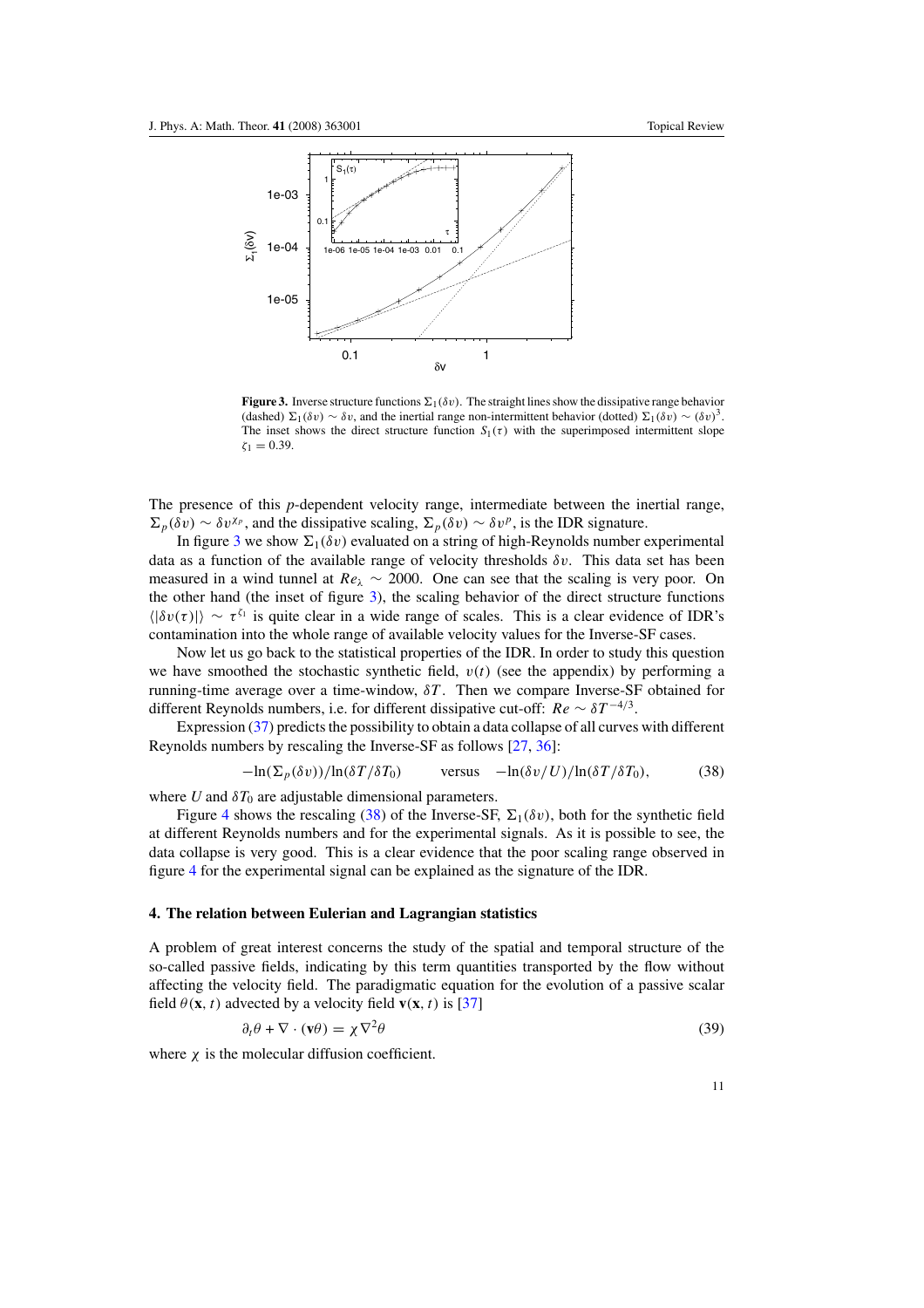**Figure 3.** Inverse structure functions $\Sigma_1(\delta v)$. The straight lines show the dissipative range behavior (dashed) $\Sigma_1(\delta v) \sim \delta v$, and the inertial range non-intermittent behavior (dotted) $\Sigma_1(\delta v) \sim (\delta v)^3$. The inset shows the direct structure function $S_1(\tau)$ with the superimposed intermittent slope $\zeta_1 = 0.39$.

The presence of this $p$-dependent velocity range, intermediate between the inertial range, $\Sigma_p(\delta v) \sim \delta v^{\chi_p}$, and the dissipative scaling, $\Sigma_p(\delta v) \sim \delta v^p$, is the IDR signature.

In figure 3 we show $\Sigma_1(\delta v)$ evaluated on a string of high-Reynolds number experimental data as a function of the available range of velocity thresholds $\delta v$. This data set has been measured in a wind tunnel at $Re_\lambda \sim 2000$. One can see that the scaling is very poor. On the other hand (the inset of figure 3), the scaling behavior of the direct structure functions $\langle|\delta v(\tau)|\rangle \sim \tau^{\zeta_1}$ is quite clear in a wide range of scales. This is a clear evidence of IDR's contamination into the whole range of available velocity values for the Inverse-SF cases.

Now let us go back to the statistical properties of the IDR. In order to study this question we have smoothed the stochastic synthetic field, $v(t)$ (see the appendix) by performing a running-time average over a time-window, $\delta T$. Then we compare Inverse-SF obtained for different Reynolds numbers, i.e. for different dissipative cut-off: $Re \sim \delta T^{-4/3}$.

Expression (37) predicts the possibility to obtain a data collapse of all curves with different Reynolds numbers by rescaling the Inverse-SF as follows [27, 36]:

$$-\ln(\Sigma_p(\delta v))/\ln(\delta T/\delta T_0) \qquad \text{versus} \quad -\ln(\delta v/U)/\ln(\delta T/\delta T_0), \tag{38}$$

where $U$ and $\delta T_0$ are adjustable dimensional parameters.

Figure 4 shows the rescaling (38) of the Inverse-SF, $\Sigma_1(\delta v)$, both for the synthetic field at different Reynolds numbers and for the experimental signals. As it is possible to see, the data collapse is very good. This is a clear evidence that the poor scaling range observed in figure 4 for the experimental signal can be explained as the signature of the IDR.

## 4. The relation between Eulerian and Lagrangian statistics

A problem of great interest concerns the study of the spatial and temporal structure of the so-called passive fields, indicating by this term quantities transported by the flow without affecting the velocity field. The paradigmatic equation for the evolution of a passive scalar field $\theta(\mathbf{x}, t)$ advected by a velocity field $\mathbf{v}(\mathbf{x}, t)$ is [37]

$$\partial_t \theta + \nabla \cdot (\mathbf{v}\theta) = \chi \nabla^2 \theta \tag{39}$$

where $\chi$ is the molecular diffusion coefficient.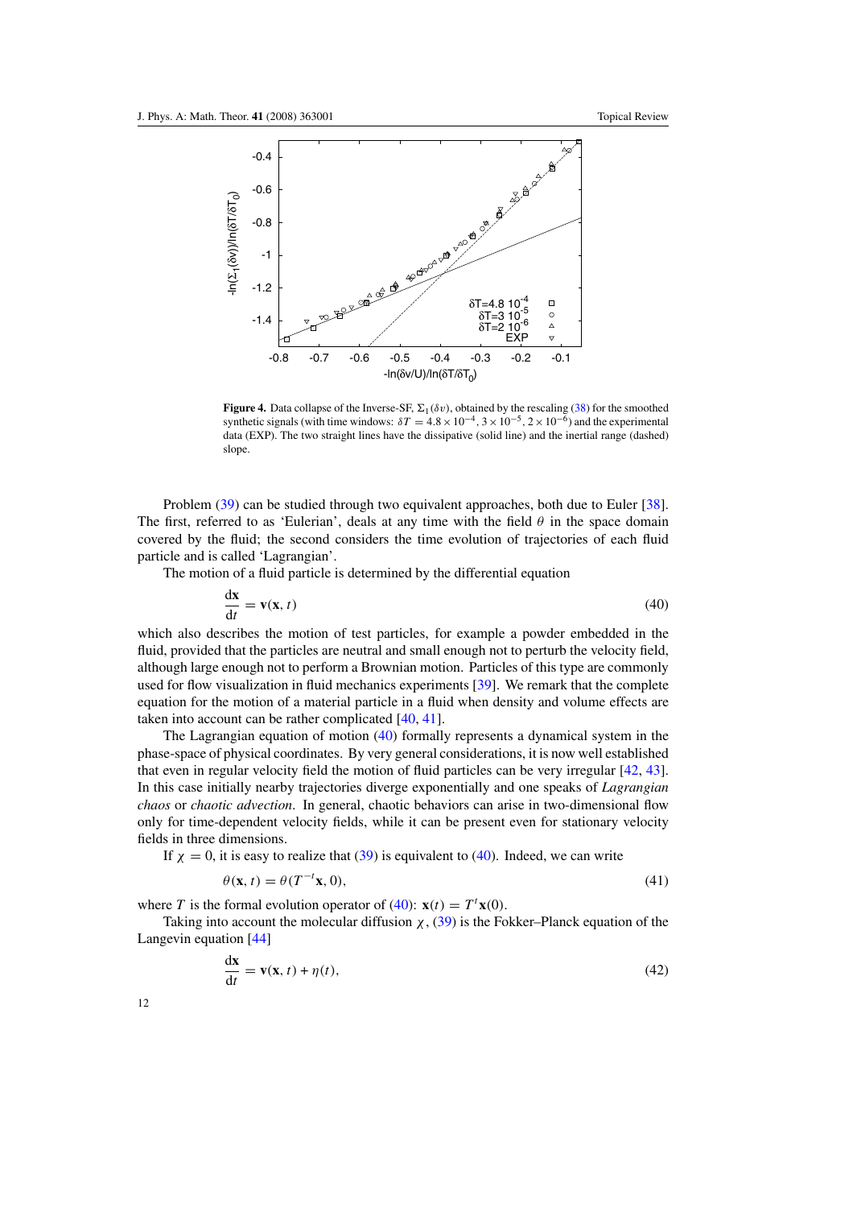**Figure 4.** Data collapse of the Inverse-SF, $\Sigma_1(\delta v)$, obtained by the rescaling (38) for the smoothed synthetic signals (with time windows: $\delta T = 4.8 \times 10^{-4}$, $3 \times 10^{-5}$, $2 \times 10^{-6}$) and the experimental data (EXP). The two straight lines have the dissipative (solid line) and the inertial range (dashed) slope.

Problem (39) can be studied through two equivalent approaches, both due to Euler [38]. The first, referred to as 'Eulerian', deals at any time with the field $\theta$ in the space domain covered by the fluid; the second considers the time evolution of trajectories of each fluid particle and is called 'Lagrangian'.

The motion of a fluid particle is determined by the differential equation

$$\frac{d\mathbf{x}}{dt} = \mathbf{v}(\mathbf{x}, t) \tag{40}$$

which also describes the motion of test particles, for example a powder embedded in the fluid, provided that the particles are neutral and small enough not to perturb the velocity field, although large enough not to perform a Brownian motion. Particles of this type are commonly used for flow visualization in fluid mechanics experiments [39]. We remark that the complete equation for the motion of a material particle in a fluid when density and volume effects are taken into account can be rather complicated [40, 41].

The Lagrangian equation of motion (40) formally represents a dynamical system in the phase-space of physical coordinates. By very general considerations, it is now well established that even in regular velocity field the motion of fluid particles can be very irregular [42, 43]. In this case initially nearby trajectories diverge exponentially and one speaks of *Lagrangian chaos* or *chaotic advection*. In general, chaotic behaviors can arise in two-dimensional flow only for time-dependent velocity fields, while it can be present even for stationary velocity fields in three dimensions.

If $\chi = 0$, it is easy to realize that (39) is equivalent to (40). Indeed, we can write

$$\theta(\mathbf{x}, t) = \theta(T^{-t}\mathbf{x}, 0), \tag{41}$$

where $T$ is the formal evolution operator of (40): $\mathbf{x}(t) = T^t\mathbf{x}(0)$.

Taking into account the molecular diffusion $\chi$, (39) is the Fokker–Planck equation of the Langevin equation [44]

$$\frac{d\mathbf{x}}{dt} = \mathbf{v}(\mathbf{x}, t) + \eta(t), \tag{42}$$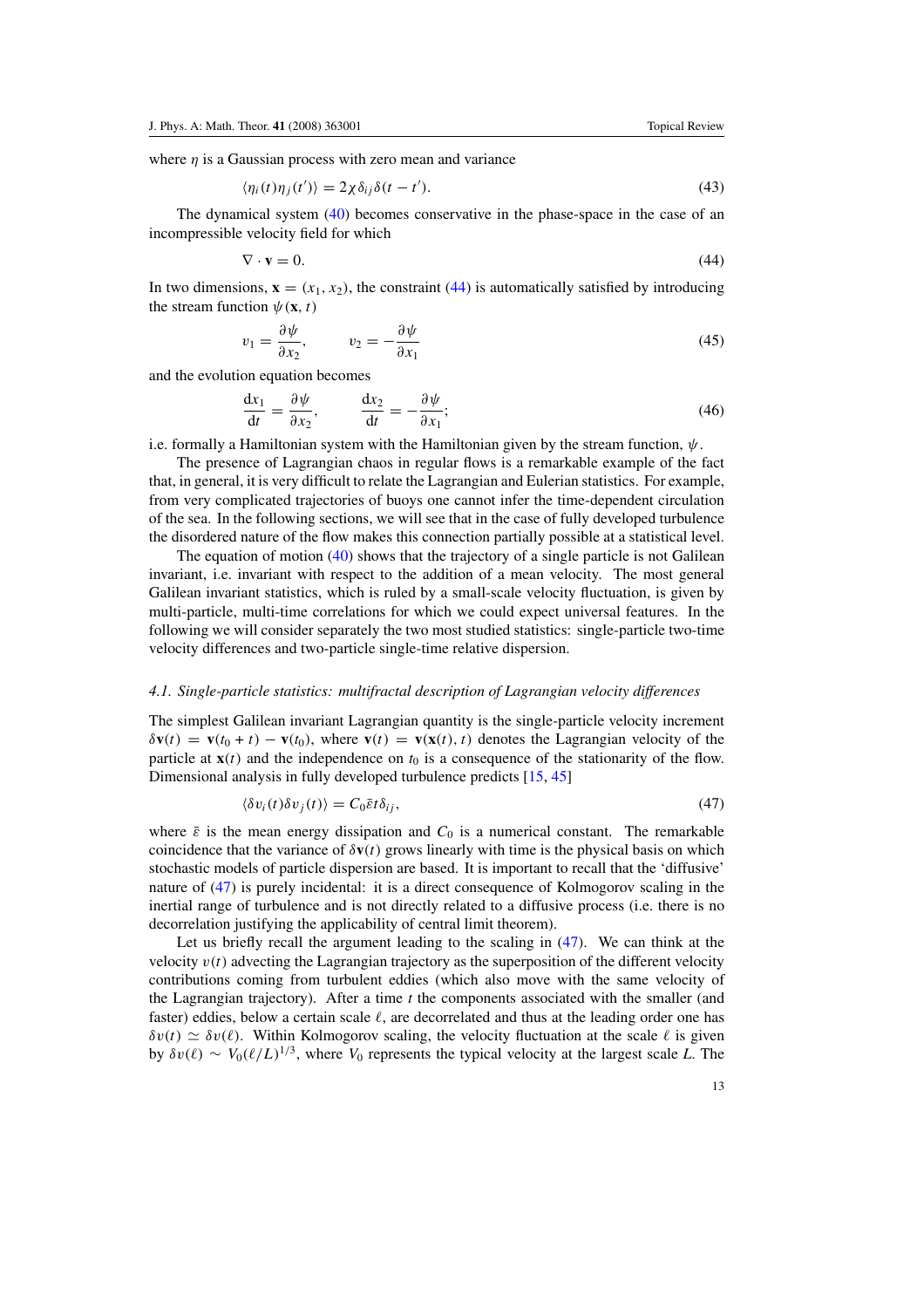where $\eta$ is a Gaussian process with zero mean and variance

$$\langle \eta_i(t)\eta_j(t')\rangle = 2\chi\delta_{ij}\delta(t-t'). \tag{43}$$

The dynamical system (40) becomes conservative in the phase-space in the case of an incompressible velocity field for which

$$\nabla\cdot\mathbf{v} = 0. \tag{44}$$

In two dimensions, $\mathbf{x} = (x_1, x_2)$, the constraint (44) is automatically satisfied by introducing the stream function $\psi(\mathbf{x}, t)$

$$v_1 = \frac{\partial\psi}{\partial x_2}, \qquad v_2 = -\frac{\partial\psi}{\partial x_1} \tag{45}$$

and the evolution equation becomes

$$\frac{\mathrm{d}x_1}{\mathrm{d}t} = \frac{\partial\psi}{\partial x_2}, \qquad \frac{\mathrm{d}x_2}{\mathrm{d}t} = -\frac{\partial\psi}{\partial x_1}; \tag{46}$$

i.e. formally a Hamiltonian system with the Hamiltonian given by the stream function, $\psi$.

The presence of Lagrangian chaos in regular flows is a remarkable example of the fact that, in general, it is very difficult to relate the Lagrangian and Eulerian statistics. For example, from very complicated trajectories of buoys one cannot infer the time-dependent circulation of the sea. In the following sections, we will see that in the case of fully developed turbulence the disordered nature of the flow makes this connection partially possible at a statistical level.

The equation of motion (40) shows that the trajectory of a single particle is not Galilean invariant, i.e. invariant with respect to the addition of a mean velocity. The most general Galilean invariant statistics, which is ruled by a small-scale velocity fluctuation, is given by multi-particle, multi-time correlations for which we could expect universal features. In the following we will consider separately the two most studied statistics: single-particle two-time velocity differences and two-particle single-time relative dispersion.

### *4.1. Single-particle statistics: multifractal description of Lagrangian velocity differences*

The simplest Galilean invariant Lagrangian quantity is the single-particle velocity increment $\delta\mathbf{v}(t) = \mathbf{v}(t_0 + t) - \mathbf{v}(t_0)$, where $\mathbf{v}(t) = \mathbf{v}(\mathbf{x}(t), t)$ denotes the Lagrangian velocity of the particle at $\mathbf{x}(t)$ and the independence on $t_0$ is a consequence of the stationarity of the flow. Dimensional analysis in fully developed turbulence predicts [15, 45]

$$\langle \delta v_i(t)\delta v_j(t)\rangle = C_0\bar{\varepsilon}t\delta_{ij}, \tag{47}$$

where $\bar{\varepsilon}$ is the mean energy dissipation and $C_0$ is a numerical constant. The remarkable coincidence that the variance of $\delta\mathbf{v}(t)$ grows linearly with time is the physical basis on which stochastic models of particle dispersion are based. It is important to recall that the 'diffusive' nature of (47) is purely incidental: it is a direct consequence of Kolmogorov scaling in the inertial range of turbulence and is not directly related to a diffusive process (i.e. there is no decorrelation justifying the applicability of central limit theorem).

Let us briefly recall the argument leading to the scaling in (47). We can think at the velocity $v(t)$ advecting the Lagrangian trajectory as the superposition of the different velocity contributions coming from turbulent eddies (which also move with the same velocity of the Lagrangian trajectory). After a time $t$ the components associated with the smaller (and faster) eddies, below a certain scale $\ell$, are decorrelated and thus at the leading order one has $\delta v(t) \simeq \delta v(\ell)$. Within Kolmogorov scaling, the velocity fluctuation at the scale $\ell$ is given by $\delta v(\ell) \sim V_0(\ell/L)^{1/3}$, where $V_0$ represents the typical velocity at the largest scale $L$. The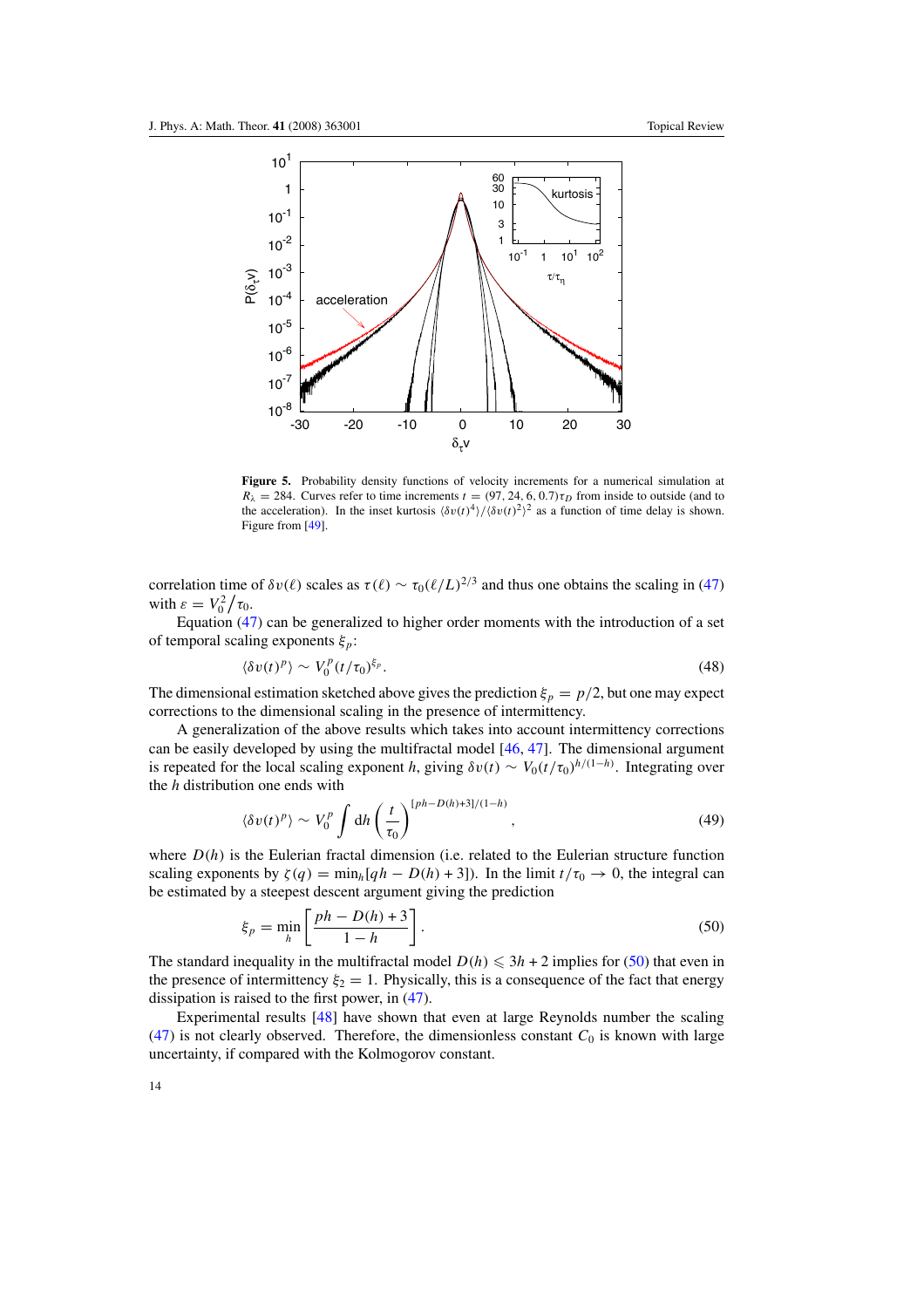**Figure 5.** Probability density functions of velocity increments for a numerical simulation at $R_\lambda = 284$. Curves refer to time increments $t = (97, 24, 6, 0.7)\tau_D$ from inside to outside (and to the acceleration). In the inset kurtosis $\langle \delta v(t)^4 \rangle / \langle \delta v(t)^2 \rangle^2$ as a function of time delay is shown. Figure from [49].

correlation time of $\delta v(\ell)$ scales as $\tau(\ell) \sim \tau_0 (\ell/L)^{2/3}$ and thus one obtains the scaling in (47) with $\varepsilon = V_0^2 / \tau_0$.

Equation (47) can be generalized to higher order moments with the introduction of a set of temporal scaling exponents $\xi_p$:

$$\langle \delta v(t)^p \rangle \sim V_0^p (t/\tau_0)^{\xi_p}. \tag{48}$$

The dimensional estimation sketched above gives the prediction $\xi_p = p/2$, but one may expect corrections to the dimensional scaling in the presence of intermittency.

A generalization of the above results which takes into account intermittency corrections can be easily developed by using the multifractal model [46, 47]. The dimensional argument is repeated for the local scaling exponent $h$, giving $\delta v(t) \sim V_0 (t/\tau_0)^{h/(1-h)}$. Integrating over the $h$ distribution one ends with

$$\langle \delta v(t)^p \rangle \sim V_0^p \int \mathrm{d}h \left( \frac{t}{\tau_0} \right)^{[ph - D(h) + 3]/(1-h)}, \tag{49}$$

where $D(h)$ is the Eulerian fractal dimension (i.e. related to the Eulerian structure function scaling exponents by $\zeta(q) = \min_h [qh - D(h) + 3]$). In the limit $t/\tau_0 \to 0$, the integral can be estimated by a steepest descent argument giving the prediction

$$\xi_p = \min_h \left[ \frac{ph - D(h) + 3}{1 - h} \right]. \tag{50}$$

The standard inequality in the multifractal model $D(h) \leqslant 3h + 2$ implies for (50) that even in the presence of intermittency $\xi_2 = 1$. Physically, this is a consequence of the fact that energy dissipation is raised to the first power, in (47).

Experimental results [48] have shown that even at large Reynolds number the scaling (47) is not clearly observed. Therefore, the dimensionless constant $C_0$ is known with large uncertainty, if compared with the Kolmogorov constant.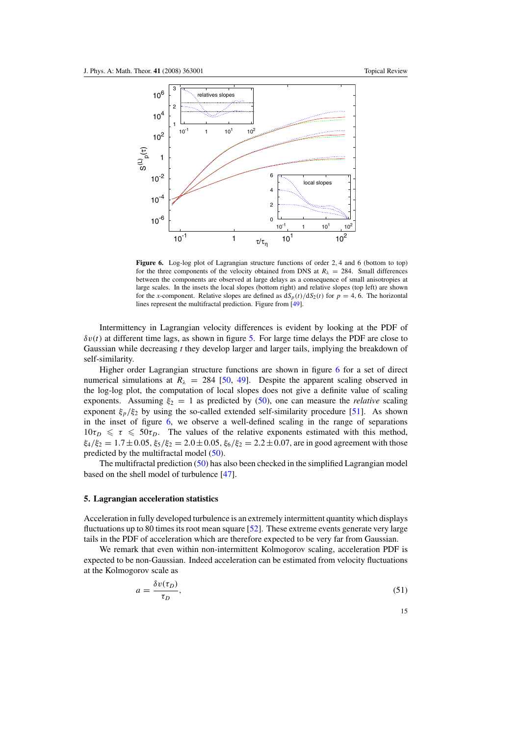**Figure 6.** Log-log plot of Lagrangian structure functions of order 2, 4 and 6 (bottom to top) for the three components of the velocity obtained from DNS at $R_\lambda = 284$. Small differences between the components are observed at large delays as a consequence of small anisotropies at large scales. In the insets the local slopes (bottom right) and relative slopes (top left) are shown for the $x$-component. Relative slopes are defined as $\mathrm{d}S_p(t)/\mathrm{d}S_2(t)$ for $p = 4, 6$. The horizontal lines represent the multifractal prediction. Figure from [49].

Intermittency in Lagrangian velocity differences is evident by looking at the PDF of $\delta v(t)$ at different time lags, as shown in figure 5. For large time delays the PDF are close to Gaussian while decreasing $t$ they develop larger and larger tails, implying the breakdown of self-similarity.

Higher order Lagrangian structure functions are shown in figure 6 for a set of direct numerical simulations at $R_\lambda = 284$ [50, 49]. Despite the apparent scaling observed in the log-log plot, the computation of local slopes does not give a definite value of scaling exponents. Assuming $\xi_2 = 1$ as predicted by (50), one can measure the *relative* scaling exponent $\xi_p/\xi_2$ by using the so-called extended self-similarity procedure [51]. As shown in the inset of figure 6, we observe a well-defined scaling in the range of separations $10\tau_D \leqslant \tau \leqslant 50\tau_D$. The values of the relative exponents estimated with this method, $\xi_4/\xi_2 = 1.7 \pm 0.05$, $\xi_5/\xi_2 = 2.0 \pm 0.05$, $\xi_6/\xi_2 = 2.2 \pm 0.07$, are in good agreement with those predicted by the multifractal model (50).

The multifractal prediction (50) has also been checked in the simplified Lagrangian model based on the shell model of turbulence [47].

## 5. Lagrangian acceleration statistics

Acceleration in fully developed turbulence is an extremely intermittent quantity which displays fluctuations up to 80 times its root mean square [52]. These extreme events generate very large tails in the PDF of acceleration which are therefore expected to be very far from Gaussian.

We remark that even within non-intermittent Kolmogorov scaling, acceleration PDF is expected to be non-Gaussian. Indeed acceleration can be estimated from velocity fluctuations at the Kolmogorov scale as

$$a = \frac{\delta v(\tau_D)}{\tau_D}, \tag{51}$$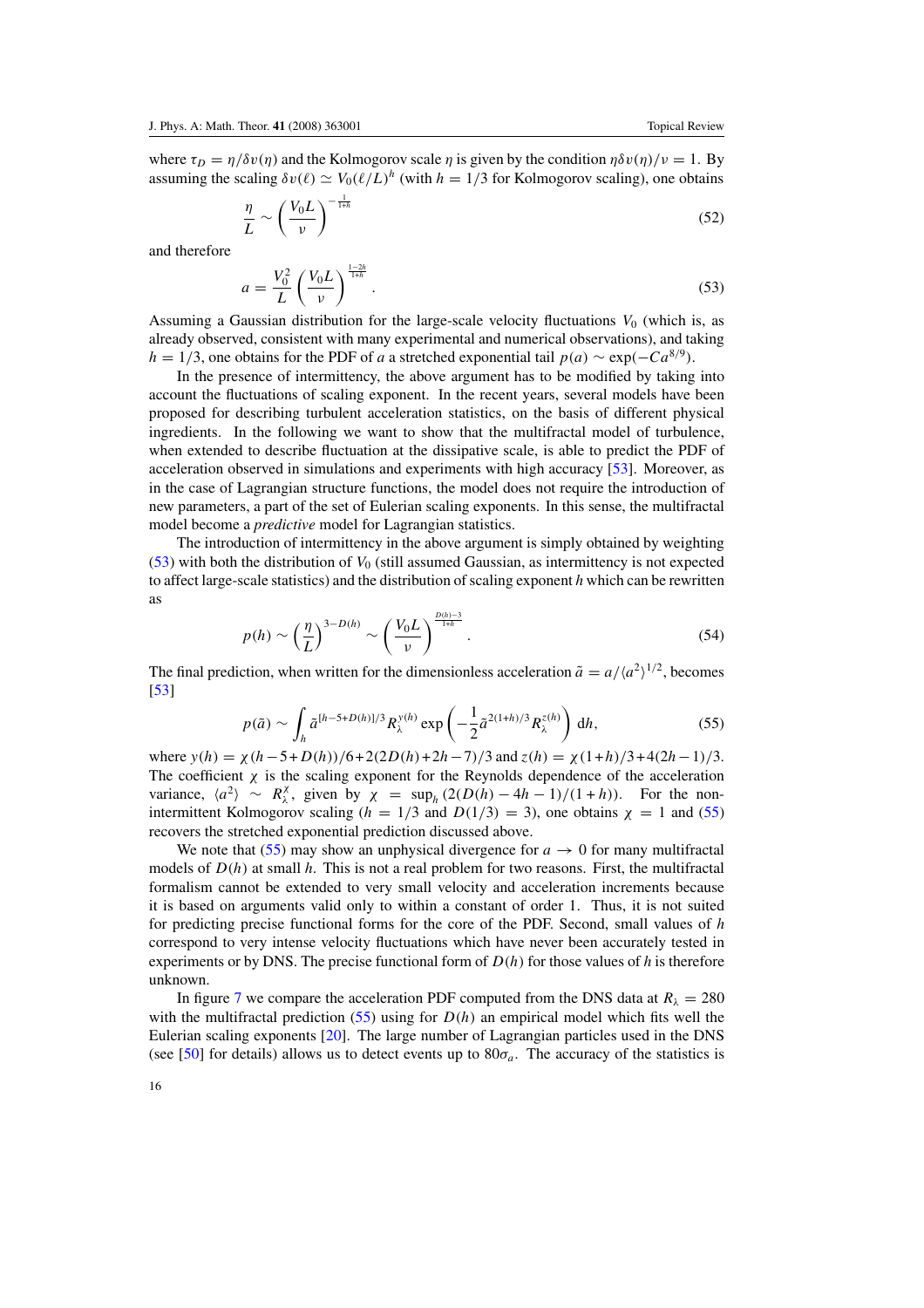where $\tau_D = \eta/\delta v(\eta)$ and the Kolmogorov scale $\eta$ is given by the condition $\eta \delta v(\eta)/\nu = 1$. By assuming the scaling $\delta v(\ell) \simeq V_0(\ell/L)^h$ (with $h = 1/3$ for Kolmogorov scaling), one obtains

$$\frac{\eta}{L} \sim \left(\frac{V_0 L}{\nu}\right)^{-\frac{1}{1+h}} \tag{52}$$

and therefore

$$a = \frac{V_0^2}{L}\left(\frac{V_0 L}{\nu}\right)^{\frac{1-2h}{1+h}}. \tag{53}$$

Assuming a Gaussian distribution for the large-scale velocity fluctuations $V_0$ (which is, as already observed, consistent with many experimental and numerical observations), and taking $h = 1/3$, one obtains for the PDF of $a$ a stretched exponential tail $p(a) \sim \exp(-Ca^{8/9})$.

In the presence of intermittency, the above argument has to be modified by taking into account the fluctuations of scaling exponent. In the recent years, several models have been proposed for describing turbulent acceleration statistics, on the basis of different physical ingredients. In the following we want to show that the multifractal model of turbulence, when extended to describe fluctuation at the dissipative scale, is able to predict the PDF of acceleration observed in simulations and experiments with high accuracy [53]. Moreover, as in the case of Lagrangian structure functions, the model does not require the introduction of new parameters, a part of the set of Eulerian scaling exponents. In this sense, the multifractal model become a *predictive* model for Lagrangian statistics.

The introduction of intermittency in the above argument is simply obtained by weighting (53) with both the distribution of $V_0$ (still assumed Gaussian, as intermittency is not expected to affect large-scale statistics) and the distribution of scaling exponent $h$ which can be rewritten as

$$p(h) \sim \left(\frac{\eta}{L}\right)^{3-D(h)} \sim \left(\frac{V_0 L}{\nu}\right)^{\frac{D(h)-3}{1+h}}. \tag{54}$$

The final prediction, when written for the dimensionless acceleration $\tilde{a} = a/\langle a^2\rangle^{1/2}$, becomes [53]

$$p(\tilde{a}) \sim \int_h \tilde{a}^{[h-5+D(h)]/3} R_\lambda^{y(h)} \exp\left(-\frac{1}{2}\tilde{a}^{2(1+h)/3} R_\lambda^{z(h)}\right) \mathrm{d}h, \tag{55}$$

where $y(h) = \chi(h-5+D(h))/6 + 2(2D(h)+2h-7)/3$ and $z(h) = \chi(1+h)/3 + 4(2h-1)/3$. The coefficient $\chi$ is the scaling exponent for the Reynolds dependence of the acceleration variance, $\langle a^2\rangle \sim R_\lambda^\chi$, given by $\chi = \sup_h(2(D(h) - 4h - 1)/(1+h))$. For the non-intermittent Kolmogorov scaling ($h = 1/3$ and $D(1/3) = 3$), one obtains $\chi = 1$ and (55) recovers the stretched exponential prediction discussed above.

We note that (55) may show an unphysical divergence for $a \to 0$ for many multifractal models of $D(h)$ at small $h$. This is not a real problem for two reasons. First, the multifractal formalism cannot be extended to very small velocity and acceleration increments because it is based on arguments valid only to within a constant of order 1. Thus, it is not suited for predicting precise functional forms for the core of the PDF. Second, small values of $h$ correspond to very intense velocity fluctuations which have never been accurately tested in experiments or by DNS. The precise functional form of $D(h)$ for those values of $h$ is therefore unknown.

In figure 7 we compare the acceleration PDF computed from the DNS data at $R_\lambda = 280$ with the multifractal prediction (55) using for $D(h)$ an empirical model which fits well the Eulerian scaling exponents [20]. The large number of Lagrangian particles used in the DNS (see [50] for details) allows us to detect events up to $80\sigma_a$. The accuracy of the statistics is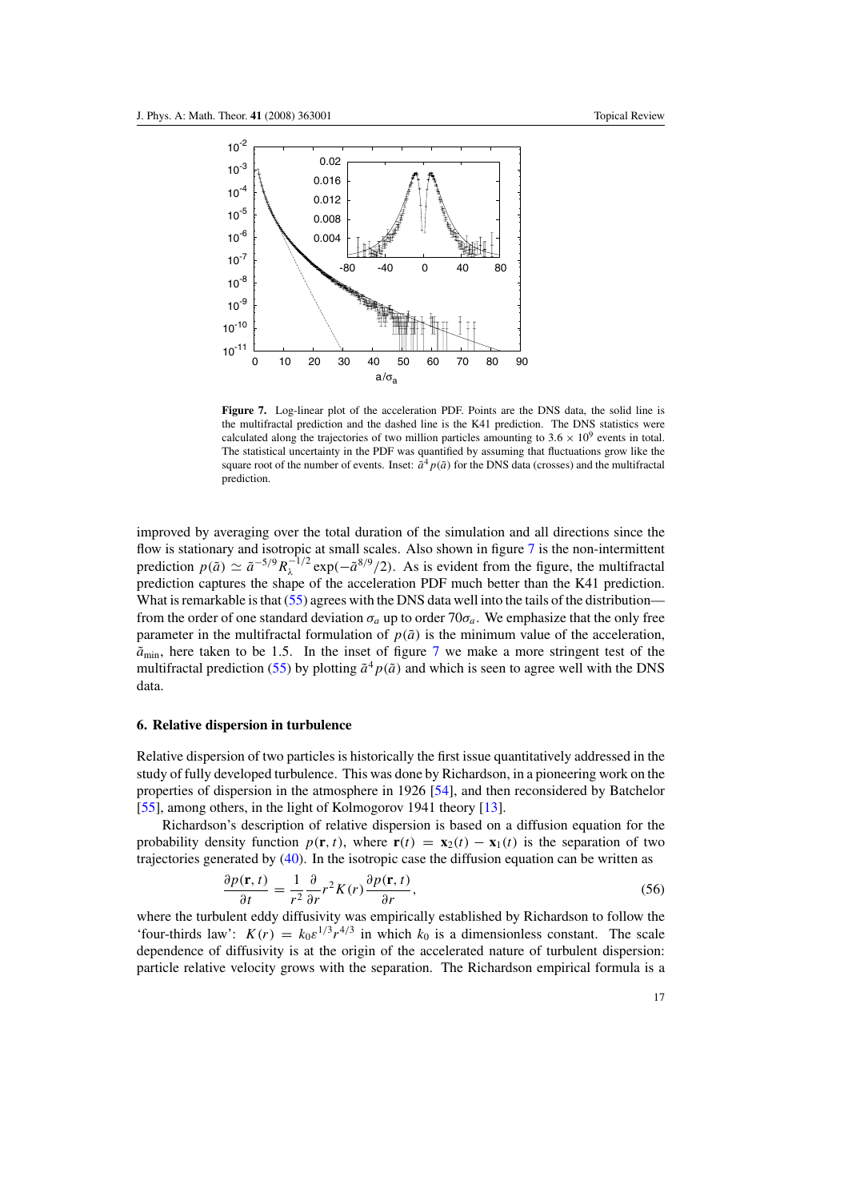**Figure 7.** Log-linear plot of the acceleration PDF. Points are the DNS data, the solid line is the multifractal prediction and the dashed line is the K41 prediction. The DNS statistics were calculated along the trajectories of two million particles amounting to $3.6 \times 10^9$ events in total. The statistical uncertainty in the PDF was quantified by assuming that fluctuations grow like the square root of the number of events. Inset: $\tilde{a}^4 p(\tilde{a})$ for the DNS data (crosses) and the multifractal prediction.

improved by averaging over the total duration of the simulation and all directions since the flow is stationary and isotropic at small scales. Also shown in figure 7 is the non-intermittent prediction $p(\tilde{a}) \simeq \tilde{a}^{-5/9} R_\lambda^{-1/2} \exp(-\tilde{a}^{8/9}/2)$. As is evident from the figure, the multifractal prediction captures the shape of the acceleration PDF much better than the K41 prediction. What is remarkable is that (55) agrees with the DNS data well into the tails of the distribution—from the order of one standard deviation $\sigma_a$ up to order $70\sigma_a$. We emphasize that the only free parameter in the multifractal formulation of $p(\tilde{a})$ is the minimum value of the acceleration, $\tilde{a}_{\min}$, here taken to be 1.5. In the inset of figure 7 we make a more stringent test of the multifractal prediction (55) by plotting $\tilde{a}^4 p(\tilde{a})$ and which is seen to agree well with the DNS data.

## 6. Relative dispersion in turbulence

Relative dispersion of two particles is historically the first issue quantitatively addressed in the study of fully developed turbulence. This was done by Richardson, in a pioneering work on the properties of dispersion in the atmosphere in 1926 [54], and then reconsidered by Batchelor [55], among others, in the light of Kolmogorov 1941 theory [13].

Richardson's description of relative dispersion is based on a diffusion equation for the probability density function $p(\mathbf{r}, t)$, where $\mathbf{r}(t) = \mathbf{x}_2(t) - \mathbf{x}_1(t)$ is the separation of two trajectories generated by (40). In the isotropic case the diffusion equation can be written as

$$\frac{\partial p(\mathbf{r}, t)}{\partial t} = \frac{1}{r^2} \frac{\partial}{\partial r} r^2 K(r) \frac{\partial p(\mathbf{r}, t)}{\partial r}, \tag{56}$$

where the turbulent eddy diffusivity was empirically established by Richardson to follow the 'four-thirds law': $K(r) = k_0 \varepsilon^{1/3} r^{4/3}$ in which $k_0$ is a dimensionless constant. The scale dependence of diffusivity is at the origin of the accelerated nature of turbulent dispersion: particle relative velocity grows with the separation. The Richardson empirical formula is a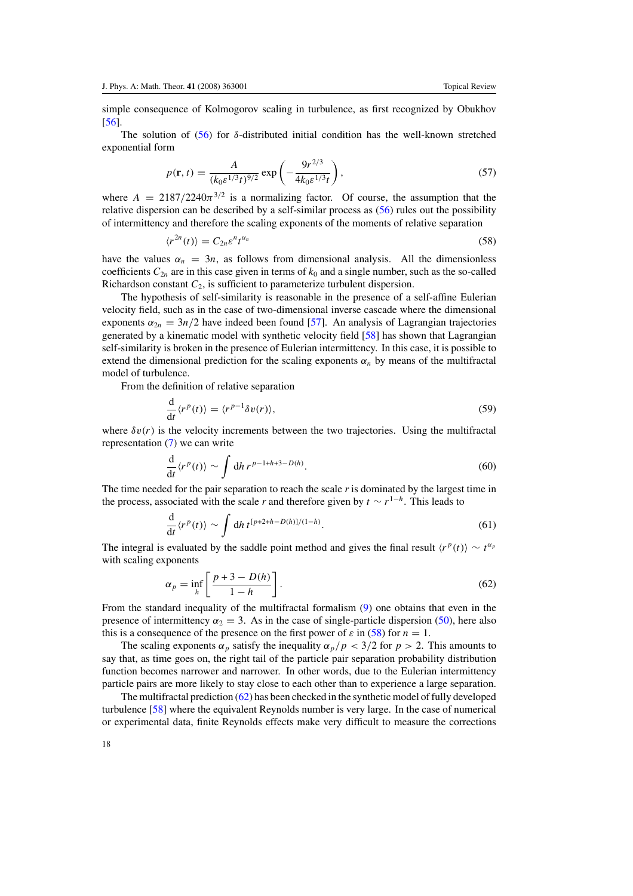simple consequence of Kolmogorov scaling in turbulence, as first recognized by Obukhov [56].

The solution of (56) for $\delta$-distributed initial condition has the well-known stretched exponential form

$$p(\mathbf{r}, t) = \frac{A}{(k_0 \varepsilon^{1/3} t)^{9/2}} \exp\left(-\frac{9 r^{2/3}}{4 k_0 \varepsilon^{1/3} t}\right), \tag{57}$$

where $A = 2187/2240\pi^{3/2}$ is a normalizing factor. Of course, the assumption that the relative dispersion can be described by a self-similar process as (56) rules out the possibility of intermittency and therefore the scaling exponents of the moments of relative separation

$$\langle r^{2n}(t)\rangle = C_{2n} \varepsilon^n t^{\alpha_n} \tag{58}$$

have the values $\alpha_n = 3n$, as follows from dimensional analysis. All the dimensionless coefficients $C_{2n}$ are in this case given in terms of $k_0$ and a single number, such as the so-called Richardson constant $C_2$, is sufficient to parameterize turbulent dispersion.

The hypothesis of self-similarity is reasonable in the presence of a self-affine Eulerian velocity field, such as in the case of two-dimensional inverse cascade where the dimensional exponents $\alpha_{2n} = 3n/2$ have indeed been found [57]. An analysis of Lagrangian trajectories generated by a kinematic model with synthetic velocity field [58] has shown that Lagrangian self-similarity is broken in the presence of Eulerian intermittency. In this case, it is possible to extend the dimensional prediction for the scaling exponents $\alpha_n$ by means of the multifractal model of turbulence.

From the definition of relative separation

$$\frac{\mathrm{d}}{\mathrm{d}t}\langle r^p(t)\rangle = \langle r^{p-1}\delta v(r)\rangle, \tag{59}$$

where $\delta v(r)$ is the velocity increments between the two trajectories. Using the multifractal representation (7) we can write

$$\frac{\mathrm{d}}{\mathrm{d}t}\langle r^p(t)\rangle \sim \int \mathrm{d}h\, r^{p-1+h+3-D(h)}. \tag{60}$$

The time needed for the pair separation to reach the scale $r$ is dominated by the largest time in the process, associated with the scale $r$ and therefore given by $t \sim r^{1-h}$. This leads to

$$\frac{\mathrm{d}}{\mathrm{d}t}\langle r^p(t)\rangle \sim \int \mathrm{d}h\, t^{[p+2+h-D(h)]/(1-h)}. \tag{61}$$

The integral is evaluated by the saddle point method and gives the final result $\langle r^p(t)\rangle \sim t^{\alpha_p}$ with scaling exponents

$$\alpha_p = \inf_h \left[\frac{p+3-D(h)}{1-h}\right]. \tag{62}$$

From the standard inequality of the multifractal formalism (9) one obtains that even in the presence of intermittency $\alpha_2 = 3$. As in the case of single-particle dispersion (50), here also this is a consequence of the presence on the first power of $\varepsilon$ in (58) for $n = 1$.

The scaling exponents $\alpha_p$ satisfy the inequality $\alpha_p/p < 3/2$ for $p > 2$. This amounts to say that, as time goes on, the right tail of the particle pair separation probability distribution function becomes narrower and narrower. In other words, due to the Eulerian intermittency particle pairs are more likely to stay close to each other than to experience a large separation.

The multifractal prediction (62) has been checked in the synthetic model of fully developed turbulence [58] where the equivalent Reynolds number is very large. In the case of numerical or experimental data, finite Reynolds effects make very difficult to measure the corrections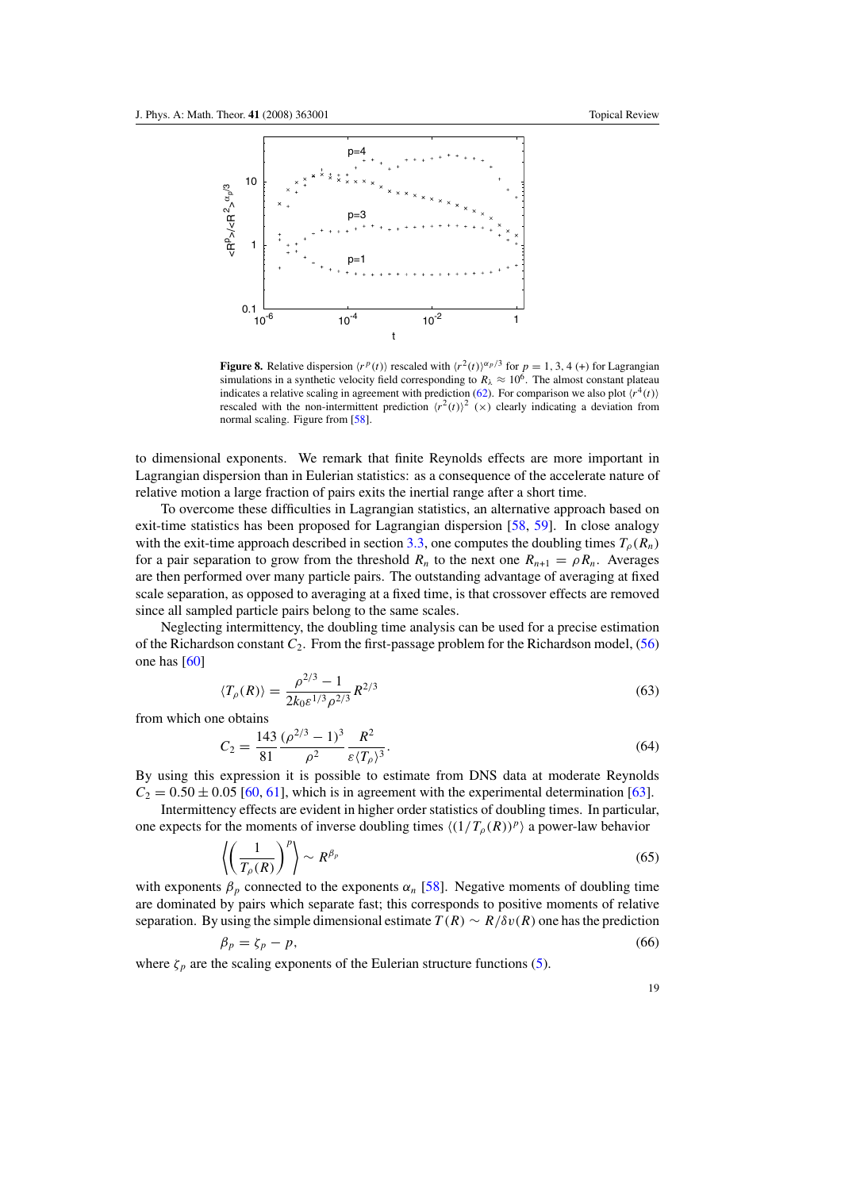**Figure 8.** Relative dispersion $\langle r^p(t)\rangle$ rescaled with $\langle r^2(t)\rangle^{\alpha_p/3}$ for $p = 1, 3, 4$ (+) for Lagrangian simulations in a synthetic velocity field corresponding to $R_\lambda \approx 10^6$. The almost constant plateau indicates a relative scaling in agreement with prediction (62). For comparison we also plot $\langle r^4(t)\rangle$ rescaled with the non-intermittent prediction $\langle r^2(t)\rangle^2$ (×) clearly indicating a deviation from normal scaling. Figure from [58].

to dimensional exponents. We remark that finite Reynolds effects are more important in Lagrangian dispersion than in Eulerian statistics: as a consequence of the accelerate nature of relative motion a large fraction of pairs exits the inertial range after a short time.

To overcome these difficulties in Lagrangian statistics, an alternative approach based on exit-time statistics has been proposed for Lagrangian dispersion [58, 59]. In close analogy with the exit-time approach described in section 3.3, one computes the doubling times $T_\rho(R_n)$ for a pair separation to grow from the threshold $R_n$ to the next one $R_{n+1} = \rho R_n$. Averages are then performed over many particle pairs. The outstanding advantage of averaging at fixed scale separation, as opposed to averaging at a fixed time, is that crossover effects are removed since all sampled particle pairs belong to the same scales.

Neglecting intermittency, the doubling time analysis can be used for a precise estimation of the Richardson constant $C_2$. From the first-passage problem for the Richardson model, (56) one has [60]

$$\langle T_\rho(R)\rangle = \frac{\rho^{2/3} - 1}{2k_0\varepsilon^{1/3}\rho^{2/3}} R^{2/3} \tag{63}$$

from which one obtains

$$C_2 = \frac{143}{81}\frac{(\rho^{2/3} - 1)^3}{\rho^2}\frac{R^2}{\varepsilon\langle T_\rho\rangle^3}. \tag{64}$$

By using this expression it is possible to estimate from DNS data at moderate Reynolds $C_2 = 0.50 \pm 0.05$ [60, 61], which is in agreement with the experimental determination [63].

Intermittency effects are evident in higher order statistics of doubling times. In particular, one expects for the moments of inverse doubling times $\langle(1/T_\rho(R))^p\rangle$ a power-law behavior

$$\left\langle \left(\frac{1}{T_\rho(R)}\right)^p \right\rangle \sim R^{\beta_p} \tag{65}$$

with exponents $\beta_p$ connected to the exponents $\alpha_n$ [58]. Negative moments of doubling time are dominated by pairs which separate fast; this corresponds to positive moments of relative separation. By using the simple dimensional estimate $T(R) \sim R/\delta v(R)$ one has the prediction

$$\beta_p = \zeta_p - p, \tag{66}$$

where $\zeta_p$ are the scaling exponents of the Eulerian structure functions (5).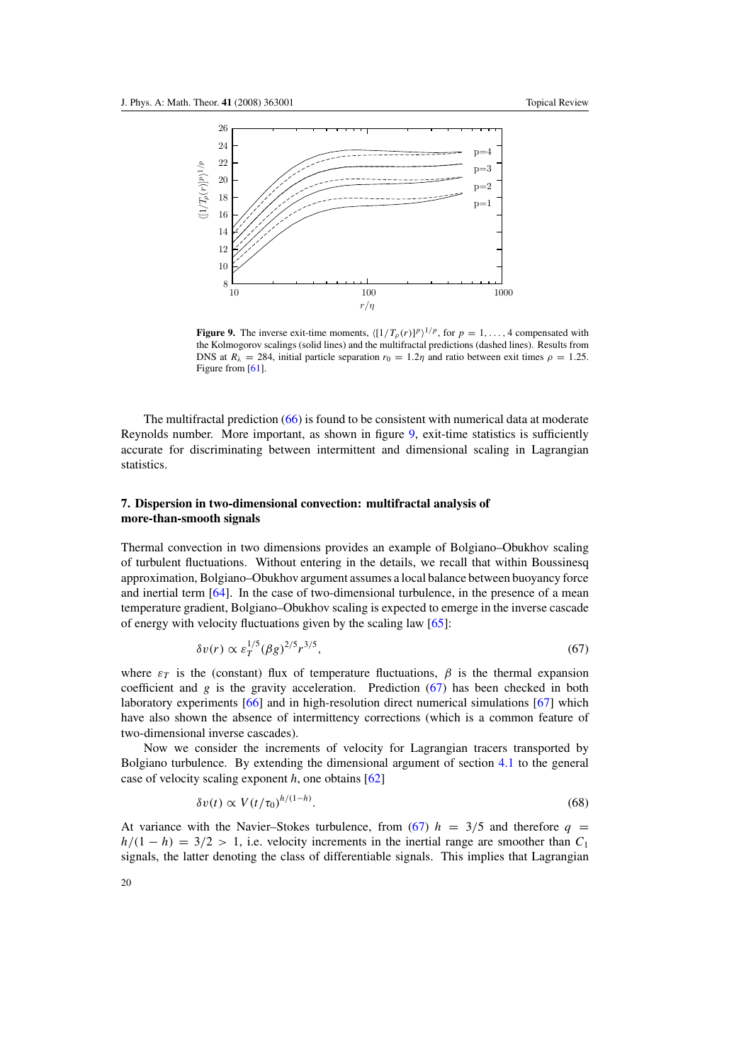**Figure 9.** The inverse exit-time moments, $\langle [1/T_\rho(r)]^p \rangle^{1/p}$, for $p = 1, \ldots, 4$ compensated with the Kolmogorov scalings (solid lines) and the multifractal predictions (dashed lines). Results from DNS at $R_\lambda = 284$, initial particle separation $r_0 = 1.2\eta$ and ratio between exit times $\rho = 1.25$. Figure from [61].

The multifractal prediction (66) is found to be consistent with numerical data at moderate Reynolds number. More important, as shown in figure 9, exit-time statistics is sufficiently accurate for discriminating between intermittent and dimensional scaling in Lagrangian statistics.

## 7. Dispersion in two-dimensional convection: multifractal analysis of more-than-smooth signals

Thermal convection in two dimensions provides an example of Bolgiano–Obukhov scaling of turbulent fluctuations. Without entering in the details, we recall that within Boussinesq approximation, Bolgiano–Obukhov argument assumes a local balance between buoyancy force and inertial term [64]. In the case of two-dimensional turbulence, in the presence of a mean temperature gradient, Bolgiano–Obukhov scaling is expected to emerge in the inverse cascade of energy with velocity fluctuations given by the scaling law [65]:

$$\delta v(r) \propto \varepsilon_T^{1/5} (\beta g)^{2/5} r^{3/5}, \tag{67}$$

where $\varepsilon_T$ is the (constant) flux of temperature fluctuations, $\beta$ is the thermal expansion coefficient and $g$ is the gravity acceleration. Prediction (67) has been checked in both laboratory experiments [66] and in high-resolution direct numerical simulations [67] which have also shown the absence of intermittency corrections (which is a common feature of two-dimensional inverse cascades).

Now we consider the increments of velocity for Lagrangian tracers transported by Bolgiano turbulence. By extending the dimensional argument of section 4.1 to the general case of velocity scaling exponent $h$, one obtains [62]

$$\delta v(t) \propto V (t/\tau_0)^{h/(1-h)}. \tag{68}$$

At variance with the Navier–Stokes turbulence, from (67) $h = 3/5$ and therefore $q = h/(1-h) = 3/2 > 1$, i.e. velocity increments in the inertial range are smoother than $C_1$ signals, the latter denoting the class of differentiable signals. This implies that Lagrangian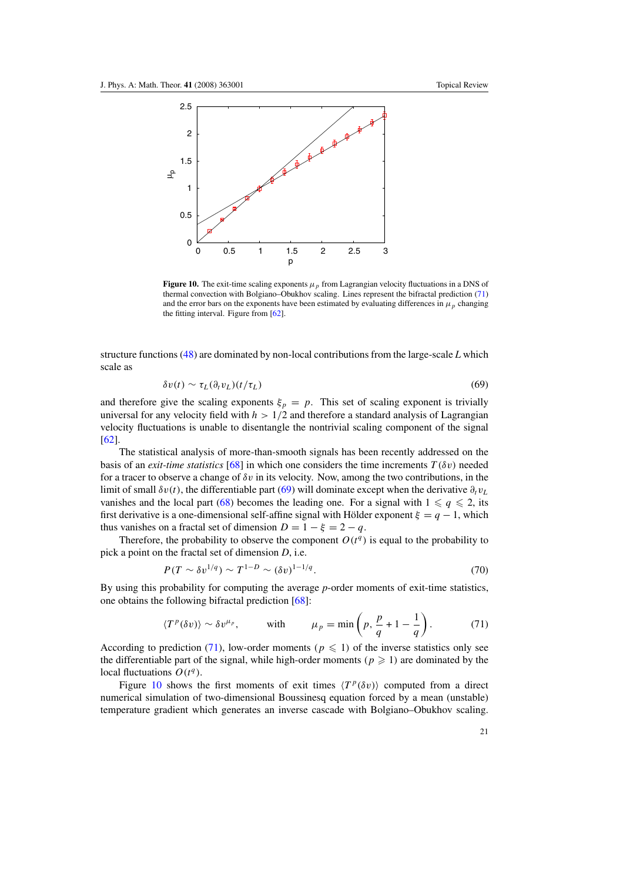**Figure 10.** The exit-time scaling exponents $\mu_p$ from Lagrangian velocity fluctuations in a DNS of thermal convection with Bolgiano–Obukhov scaling. Lines represent the bifractal prediction (71) and the error bars on the exponents have been estimated by evaluating differences in $\mu_p$ changing the fitting interval. Figure from [62].

structure functions (48) are dominated by non-local contributions from the large-scale $L$ which scale as

$$\delta v(t) \sim \tau_L (\partial_t v_L)(t/\tau_L) \tag{69}$$

and therefore give the scaling exponents $\xi_p = p$. This set of scaling exponent is trivially universal for any velocity field with $h > 1/2$ and therefore a standard analysis of Lagrangian velocity fluctuations is unable to disentangle the nontrivial scaling component of the signal [62].

The statistical analysis of more-than-smooth signals has been recently addressed on the basis of an *exit-time statistics* [68] in which one considers the time increments $T(\delta v)$ needed for a tracer to observe a change of $\delta v$ in its velocity. Now, among the two contributions, in the limit of small $\delta v(t)$, the differentiable part (69) will dominate except when the derivative $\partial_t v_L$ vanishes and the local part (68) becomes the leading one. For a signal with $1 \leqslant q \leqslant 2$, its first derivative is a one-dimensional self-affine signal with Hölder exponent $\xi = q - 1$, which thus vanishes on a fractal set of dimension $D = 1 - \xi = 2 - q$.

Therefore, the probability to observe the component $O(t^q)$ is equal to the probability to pick a point on the fractal set of dimension $D$, i.e.

$$P(T \sim \delta v^{1/q}) \sim T^{1-D} \sim (\delta v)^{1-1/q}. \tag{70}$$

By using this probability for computing the average $p$-order moments of exit-time statistics, one obtains the following bifractal prediction [68]:

$$\langle T^p(\delta v)\rangle \sim \delta v^{\mu_p}, \qquad \text{with} \qquad \mu_p = \min\left(p, \frac{p}{q} + 1 - \frac{1}{q}\right). \tag{71}$$

According to prediction (71), low-order moments ($p \leqslant 1$) of the inverse statistics only see the differentiable part of the signal, while high-order moments ($p \geqslant 1$) are dominated by the local fluctuations $O(t^q)$.

Figure 10 shows the first moments of exit times $\langle T^p(\delta v)\rangle$ computed from a direct numerical simulation of two-dimensional Boussinesq equation forced by a mean (unstable) temperature gradient which generates an inverse cascade with Bolgiano–Obukhov scaling.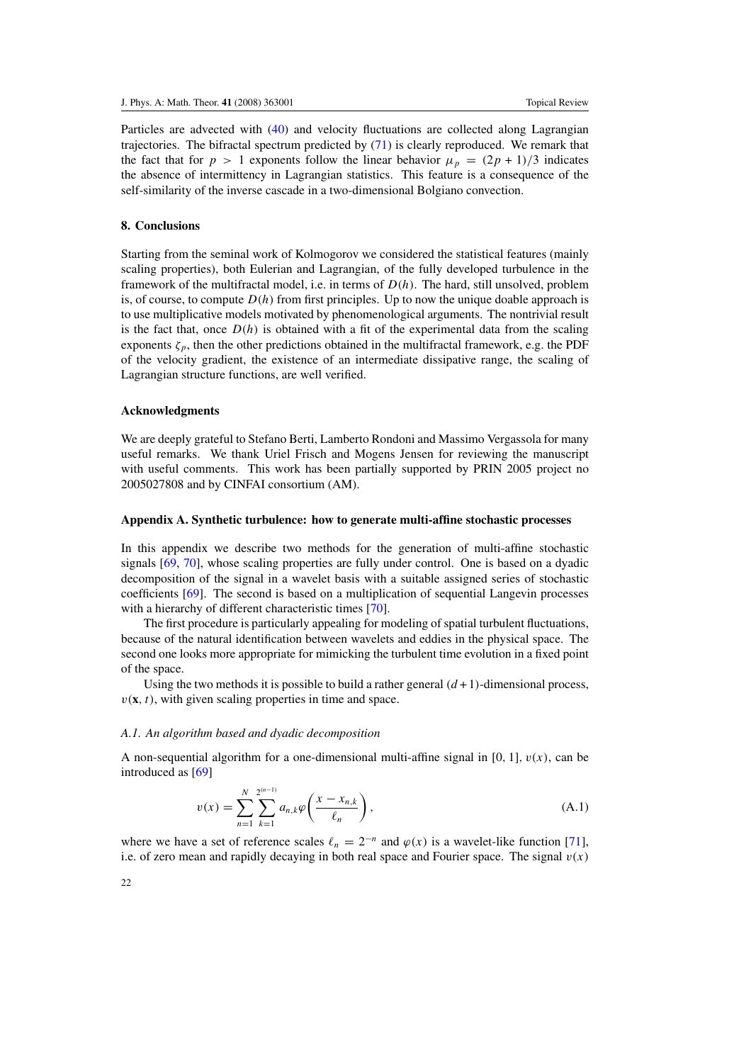Particles are advected with (40) and velocity fluctuations are collected along Lagrangian trajectories. The bifractal spectrum predicted by (71) is clearly reproduced. We remark that the fact that for $p > 1$ exponents follow the linear behavior $\mu_p = (2p + 1)/3$ indicates the absence of intermittency in Lagrangian statistics. This feature is a consequence of the self-similarity of the inverse cascade in a two-dimensional Bolgiano convection.

## 8. Conclusions

Starting from the seminal work of Kolmogorov we considered the statistical features (mainly scaling properties), both Eulerian and Lagrangian, of the fully developed turbulence in the framework of the multifractal model, i.e. in terms of $D(h)$. The hard, still unsolved, problem is, of course, to compute $D(h)$ from first principles. Up to now the unique doable approach is to use multiplicative models motivated by phenomenological arguments. The nontrivial result is the fact that, once $D(h)$ is obtained with a fit of the experimental data from the scaling exponents $\zeta_p$, then the other predictions obtained in the multifractal framework, e.g. the PDF of the velocity gradient, the existence of an intermediate dissipative range, the scaling of Lagrangian structure functions, are well verified.

### Acknowledgments

We are deeply grateful to Stefano Berti, Lamberto Rondoni and Massimo Vergassola for many useful remarks. We thank Uriel Frisch and Mogens Jensen for reviewing the manuscript with useful comments. This work has been partially supported by PRIN 2005 project no 2005027808 and by CINFAI consortium (AM).

### Appendix A. Synthetic turbulence: how to generate multi-affine stochastic processes

In this appendix we describe two methods for the generation of multi-affine stochastic signals [69, 70], whose scaling properties are fully under control. One is based on a dyadic decomposition of the signal in a wavelet basis with a suitable assigned series of stochastic coefficients [69]. The second is based on a multiplication of sequential Langevin processes with a hierarchy of different characteristic times [70].

The first procedure is particularly appealing for modeling of spatial turbulent fluctuations, because of the natural identification between wavelets and eddies in the physical space. The second one looks more appropriate for mimicking the turbulent time evolution in a fixed point of the space.

Using the two methods it is possible to build a rather general $(d+1)$-dimensional process, $v(\mathbf{x}, t)$, with given scaling properties in time and space.

#### *A.1. An algorithm based and dyadic decomposition*

A non-sequential algorithm for a one-dimensional multi-affine signal in [0, 1], $v(x)$, can be introduced as [69]

$$v(x) = \sum_{n=1}^{N} \sum_{k=1}^{2^{(n-1)}} a_{n,k} \varphi\left(\frac{x - x_{n,k}}{\ell_n}\right), \tag{A.1}$$

where we have a set of reference scales $\ell_n = 2^{-n}$ and $\varphi(x)$ is a wavelet-like function [71], i.e. of zero mean and rapidly decaying in both real space and Fourier space. The signal $v(x)$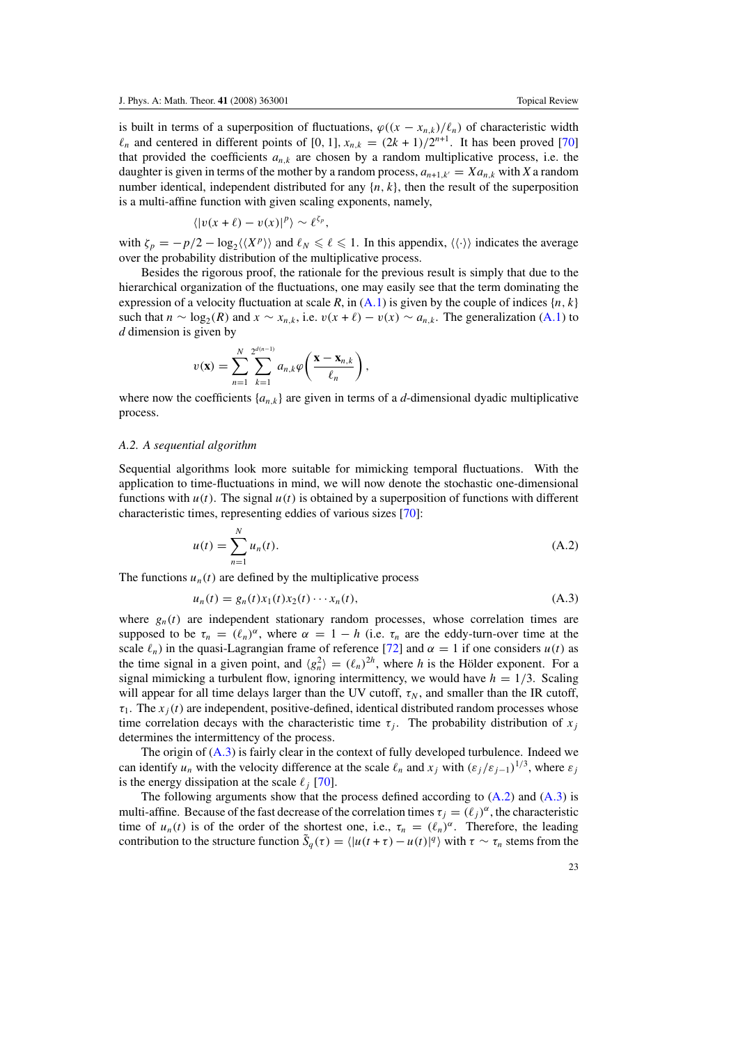is built in terms of a superposition of fluctuations, $\varphi((x - x_{n,k})/\ell_n)$ of characteristic width $\ell_n$ and centered in different points of [0, 1], $x_{n,k} = (2k + 1)/2^{n+1}$. It has been proved [70] that provided the coefficients $a_{n,k}$ are chosen by a random multiplicative process, i.e. the daughter is given in terms of the mother by a random process, $a_{n+1,k'} = X a_{n,k}$ with $X$ a random number identical, independent distributed for any $\{n, k\}$, then the result of the superposition is a multi-affine function with given scaling exponents, namely,

$$\langle |v(x + \ell) - v(x)|^p\rangle \sim \ell^{\zeta_p},$$

with $\zeta_p = -p/2 - \log_2\langle\langle X^p\rangle\rangle$ and $\ell_N \leqslant \ell \leqslant 1$. In this appendix, $\langle\langle\cdot\rangle\rangle$ indicates the average over the probability distribution of the multiplicative process.

Besides the rigorous proof, the rationale for the previous result is simply that due to the hierarchical organization of the fluctuations, one may easily see that the term dominating the expression of a velocity fluctuation at scale $R$, in (A.1) is given by the couple of indices $\{n, k\}$ such that $n \sim \log_2(R)$ and $x \sim x_{n,k}$, i.e. $v(x + \ell) - v(x) \sim a_{n,k}$. The generalization (A.1) to $d$ dimension is given by

$$v(\mathbf{x}) = \sum_{n=1}^{N} \sum_{k=1}^{2^{d(n-1)}} a_{n,k}\varphi\left(\frac{\mathbf{x} - \mathbf{x}_{n,k}}{\ell_n}\right),$$

where now the coefficients $\{a_{n,k}\}$ are given in terms of a $d$-dimensional dyadic multiplicative process.

### *A.2. A sequential algorithm*

Sequential algorithms look more suitable for mimicking temporal fluctuations. With the application to time-fluctuations in mind, we will now denote the stochastic one-dimensional functions with $u(t)$. The signal $u(t)$ is obtained by a superposition of functions with different characteristic times, representing eddies of various sizes [70]:

$$u(t) = \sum_{n=1}^{N} u_n(t). \tag{A.2}$$

The functions $u_n(t)$ are defined by the multiplicative process

$$u_n(t) = g_n(t)x_1(t)x_2(t)\cdots x_n(t), \tag{A.3}$$

where $g_n(t)$ are independent stationary random processes, whose correlation times are supposed to be $\tau_n = (\ell_n)^\alpha$, where $\alpha = 1 - h$ (i.e. $\tau_n$ are the eddy-turn-over time at the scale $\ell_n$) in the quasi-Lagrangian frame of reference [72] and $\alpha = 1$ if one considers $u(t)$ as the time signal in a given point, and $\langle g_n^2\rangle = (\ell_n)^{2h}$, where $h$ is the Hölder exponent. For a signal mimicking a turbulent flow, ignoring intermittency, we would have $h = 1/3$. Scaling will appear for all time delays larger than the UV cutoff, $\tau_N$, and smaller than the IR cutoff, $\tau_1$. The $x_j(t)$ are independent, positive-defined, identical distributed random processes whose time correlation decays with the characteristic time $\tau_j$. The probability distribution of $x_j$ determines the intermittency of the process.

The origin of (A.3) is fairly clear in the context of fully developed turbulence. Indeed we can identify $u_n$ with the velocity difference at the scale $\ell_n$ and $x_j$ with $(\varepsilon_j/\varepsilon_{j-1})^{1/3}$, where $\varepsilon_j$ is the energy dissipation at the scale $\ell_j$ [70].

The following arguments show that the process defined according to (A.2) and (A.3) is multi-affine. Because of the fast decrease of the correlation times $\tau_j = (\ell_j)^\alpha$, the characteristic time of $u_n(t)$ is of the order of the shortest one, i.e., $\tau_n = (\ell_n)^\alpha$. Therefore, the leading contribution to the structure function $\tilde{S}_q(\tau) = \langle|u(t + \tau) - u(t)|^q\rangle$ with $\tau \sim \tau_n$ stems from the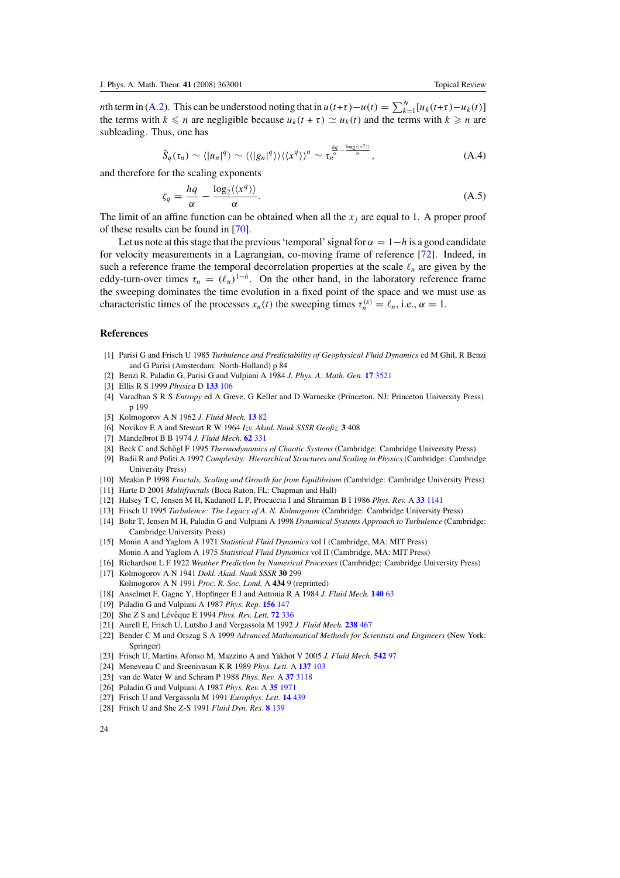$n$th term in (A.2). This can be understood noting that in $u(t+\tau)-u(t) = \sum_{k=1}^{N}[u_k(t+\tau)-u_k(t)]$ the terms with $k \leqslant n$ are negligible because $u_k(t+\tau) \simeq u_k(t)$ and the terms with $k \geqslant n$ are subleading. Thus, one has

$$\tilde{S}_q(\tau_n) \sim \langle |u_n|^q \rangle \sim \langle\langle |g_n|^q \rangle\rangle \langle\langle x^q \rangle\rangle^n \sim \tau_n^{\frac{hq}{\alpha} - \frac{\log_2 \langle\langle x^q \rangle\rangle}{\alpha}}, \tag{A.4}$$

and therefore for the scaling exponents

$$\zeta_q = \frac{hq}{\alpha} - \frac{\log_2 \langle\langle x^q \rangle\rangle}{\alpha}. \tag{A.5}$$

The limit of an affine function can be obtained when all the $x_j$ are equal to 1. A proper proof of these results can be found in [70].

Let us note at this stage that the previous 'temporal' signal for $\alpha = 1-h$ is a good candidate for velocity measurements in a Lagrangian, co-moving frame of reference [72]. Indeed, in such a reference frame the temporal decorrelation properties at the scale $\ell_n$ are given by the eddy-turn-over times $\tau_n = (\ell_n)^{1-h}$. On the other hand, in the laboratory reference frame the sweeping dominates the time evolution in a fixed point of the space and we must use as characteristic times of the processes $x_n(t)$ the sweeping times $\tau_n^{(s)} = \ell_n$, i.e., $\alpha = 1$.

## References

[1] Parisi G and Frisch U 1985 *Turbulence and Predictability of Geophysical Fluid Dynamics* ed M Ghil, R Benzi and G Parisi (Amsterdam: North-Holland) p 84

[2] Benzi R, Paladin G, Parisi G and Vulpiani A 1984 *J. Phys. A: Math. Gen.* **17** 3521

[3] Ellis R S 1999 *Physica* D **133** 106

[4] Varadhan S R S *Entropy* ed A Greve, G Keller and D Warnecke (Princeton, NJ: Princeton University Press) p 199

[5] Kolmogorov A N 1962 *J. Fluid Mech.* **13** 82

[6] Novikov E A and Stewart R W 1964 *Izv. Akad. Nauk SSSR Geofiz.* **3** 408

[7] Mandelbrot B B 1974 *J. Fluid Mech.* **62** 331

[8] Beck C and Schögl F 1995 *Thermodynamics of Chaotic Systems* (Cambridge: Cambridge University Press)

[9] Badii R and Politi A 1997 *Complexity: Hierarchical Structures and Scaling in Physics* (Cambridge: Cambridge University Press)

[10] Meakin P 1998 *Fractals, Scaling and Growth far from Equilibrium* (Cambridge: Cambridge University Press)

[11] Harte D 2001 *Multifractals* (Boca Raton, FL: Chapman and Hall)

[12] Halsey T C, Jensen M H, Kadanoff L P, Procaccia I and Shraiman B I 1986 *Phys. Rev.* A **33** 1141

[13] Frisch U 1995 *Turbulence: The Legacy of A. N. Kolmogorov* (Cambridge: Cambridge University Press)

[14] Bohr T, Jensen M H, Paladin G and Vulpiani A 1998 *Dynamical Systems Approach to Turbulence* (Cambridge: Cambridge University Press)

[15] Monin A and Yaglom A 1971 *Statistical Fluid Dynamics* vol I (Cambridge, MA: MIT Press)
Monin A and Yaglom A 1975 *Statistical Fluid Dynamics* vol II (Cambridge, MA: MIT Press)

[16] Richardson L F 1922 *Weather Prediction by Numerical Processes* (Cambridge: Cambridge University Press)

[17] Kolmogorov A N 1941 *Dokl. Akad. Nauk SSSR* **30** 299
Kolmogorov A N 1991 *Proc. R. Soc. Lond.* A **434** 9 (reprinted)

[18] Anselmet F, Gagne Y, Hopfinger E J and Antonia R A 1984 *J. Fluid Mech.* **140** 63

[19] Paladin G and Vulpiani A 1987 *Phys. Rep.* **156** 147

[20] She Z S and Lévêque E 1994 *Phys. Rev. Lett.* **72** 336

[21] Aurell E, Frisch U, Lutsho J and Vergassola M 1992 *J. Fluid Mech.* **238** 467

[22] Bender C M and Orszag S A 1999 *Advanced Mathematical Methods for Scientists and Engineers* (New York: Springer)

[23] Frisch U, Martins Afonso M, Mazzino A and Yakhot V 2005 *J. Fluid Mech.* **542** 97

[24] Meneveau C and Sreenivasan K R 1989 *Phys. Lett.* A **137** 103

[25] van de Water W and Schram P 1988 *Phys. Rev.* A **37** 3118

[26] Paladin G and Vulpiani A 1987 *Phys. Rev.* A **35** 1971

[27] Frisch U and Vergassola M 1991 *Europhys. Lett.* **14** 439

[28] Frisch U and She Z-S 1991 *Fluid Dyn. Res.* **8** 139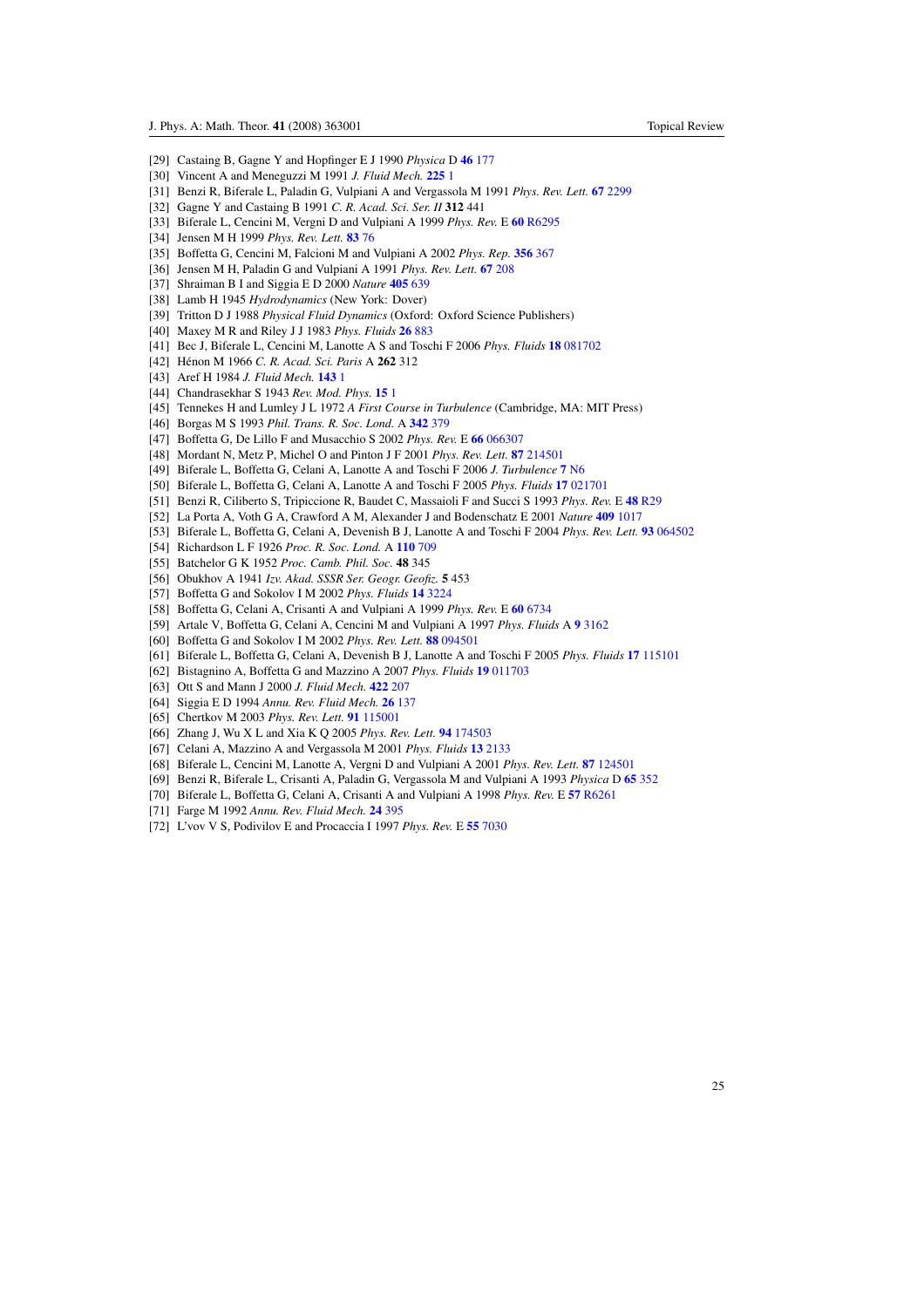[29] Castaing B, Gagne Y and Hopfinger E J 1990 *Physica* D **46** 177
[30] Vincent A and Meneguzzi M 1991 *J. Fluid Mech.* **225** 1
[31] Benzi R, Biferale L, Paladin G, Vulpiani A and Vergassola M 1991 *Phys. Rev. Lett.* **67** 2299
[32] Gagne Y and Castaing B 1991 *C. R. Acad. Sci. Ser. II* **312** 441
[33] Biferale L, Cencini M, Vergni D and Vulpiani A 1999 *Phys. Rev.* E **60** R6295
[34] Jensen M H 1999 *Phys. Rev. Lett.* **83** 76
[35] Boffetta G, Cencini M, Falcioni M and Vulpiani A 2002 *Phys. Rep.* **356** 367
[36] Jensen M H, Paladin G and Vulpiani A 1991 *Phys. Rev. Lett.* **67** 208
[37] Shraiman B I and Siggia E D 2000 *Nature* **405** 639
[38] Lamb H 1945 *Hydrodynamics* (New York: Dover)
[39] Tritton D J 1988 *Physical Fluid Dynamics* (Oxford: Oxford Science Publishers)
[40] Maxey M R and Riley J J 1983 *Phys. Fluids* **26** 883
[41] Bec J, Biferale L, Cencini M, Lanotte A S and Toschi F 2006 *Phys. Fluids* **18** 081702
[42] Hénon M 1966 *C. R. Acad. Sci. Paris* A **262** 312
[43] Aref H 1984 *J. Fluid Mech.* **143** 1
[44] Chandrasekhar S 1943 *Rev. Mod. Phys.* **15** 1
[45] Tennekes H and Lumley J L 1972 *A First Course in Turbulence* (Cambridge, MA: MIT Press)
[46] Borgas M S 1993 *Phil. Trans. R. Soc. Lond.* A **342** 379
[47] Boffetta G, De Lillo F and Musacchio S 2002 *Phys. Rev.* E **66** 066307
[48] Mordant N, Metz P, Michel O and Pinton J F 2001 *Phys. Rev. Lett.* **87** 214501
[49] Biferale L, Boffetta G, Celani A, Lanotte A and Toschi F 2006 *J. Turbulence* **7** N6
[50] Biferale L, Boffetta G, Celani A, Lanotte A and Toschi F 2005 *Phys. Fluids* **17** 021701
[51] Benzi R, Ciliberto S, Tripiccione R, Baudet C, Massaioli F and Succi S 1993 *Phys. Rev.* E **48** R29
[52] La Porta A, Voth G A, Crawford A M, Alexander J and Bodenschatz E 2001 *Nature* **409** 1017
[53] Biferale L, Boffetta G, Celani A, Devenish B J, Lanotte A and Toschi F 2004 *Phys. Rev. Lett.* **93** 064502
[54] Richardson L F 1926 *Proc. R. Soc. Lond.* A **110** 709
[55] Batchelor G K 1952 *Proc. Camb. Phil. Soc.* **48** 345
[56] Obukhov A 1941 *Izv. Akad. SSSR Ser. Geogr. Geofiz.* **5** 453
[57] Boffetta G and Sokolov I M 2002 *Phys. Fluids* **14** 3224
[58] Boffetta G, Celani A, Crisanti A and Vulpiani A 1999 *Phys. Rev.* E **60** 6734
[59] Artale V, Boffetta G, Celani A, Cencini M and Vulpiani A 1997 *Phys. Fluids* A **9** 3162
[60] Boffetta G and Sokolov I M 2002 *Phys. Rev. Lett.* **88** 094501
[61] Biferale L, Boffetta G, Celani A, Devenish B J, Lanotte A and Toschi F 2005 *Phys. Fluids* **17** 115101
[62] Bistagnino A, Boffetta G and Mazzino A 2007 *Phys. Fluids* **19** 011703
[63] Ott S and Mann J 2000 *J. Fluid Mech.* **422** 207
[64] Siggia E D 1994 *Annu. Rev. Fluid Mech.* **26** 137
[65] Chertkov M 2003 *Phys. Rev. Lett.* **91** 115001
[66] Zhang J, Wu X L and Xia K Q 2005 *Phys. Rev. Lett.* **94** 174503
[67] Celani A, Mazzino A and Vergassola M 2001 *Phys. Fluids* **13** 2133
[68] Biferale L, Cencini M, Lanotte A, Vergni D and Vulpiani A 2001 *Phys. Rev. Lett.* **87** 124501
[69] Benzi R, Biferale L, Crisanti A, Paladin G, Vergassola M and Vulpiani A 1993 *Physica* D **65** 352
[70] Biferale L, Boffetta G, Celani A, Crisanti A and Vulpiani A 1998 *Phys. Rev.* E **57** R6261
[71] Farge M 1992 *Annu. Rev. Fluid Mech.* **24** 395
[72] L'vov V S, Podivilov E and Procaccia I 1997 *Phys. Rev.* E **55** 7030